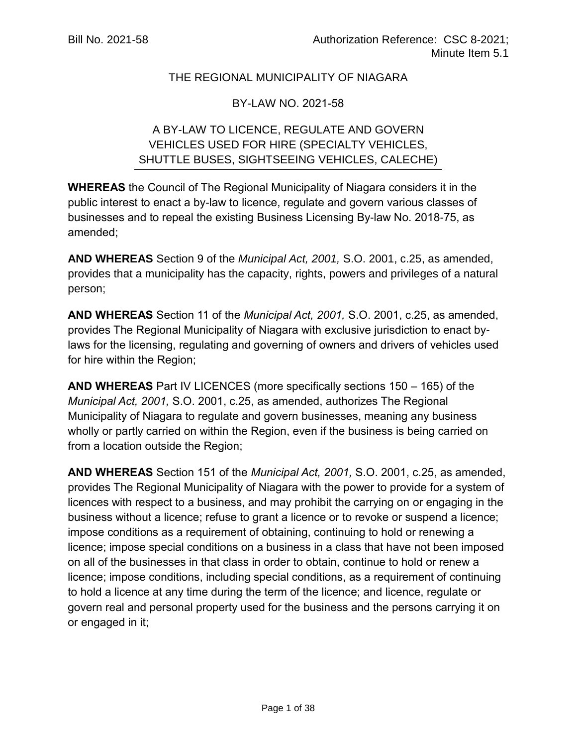Bill No. 2021-58 Authorization Reference: CSC 8-2021; Minute Item 5.1

# THE REGIONAL MUNICIPALITY OF NIAGARA

## BY-LAW NO. 2021-58

## A BY-LAW TO LICENCE, REGULATE AND GOVERN VEHICLES USED FOR HIRE (SPECIALTY VEHICLES, SHUTTLE BUSES, SIGHTSEEING VEHICLES, CALECHE)

**WHEREAS** the Council of The Regional Municipality of Niagara considers it in the public interest to enact a by-law to licence, regulate and govern various classes of businesses and to repeal the existing Business Licensing By-law No. 2018-75, as amended;

**AND WHEREAS** Section 9 of the *Municipal Act, 2001,* S.O. 2001, c.25, as amended, provides that a municipality has the capacity, rights, powers and privileges of a natural person;

**AND WHEREAS** Section 11 of the *Municipal Act, 2001,* S.O. 2001, c.25, as amended, provides The Regional Municipality of Niagara with exclusive jurisdiction to enact by-laws for the licensing, regulating and governing of owners and drivers of vehicles used for hire within the Region;

**AND WHEREAS** Part IV LICENCES (more specifically sections 150 – 165) of the *Municipal Act, 2001,* S.O. 2001, c.25, as amended, authorizes The Regional Municipality of Niagara to regulate and govern businesses, meaning any business wholly or partly carried on within the Region, even if the business is being carried on from a location outside the Region;

**AND WHEREAS** Section 151 of the *Municipal Act, 2001,* S.O. 2001, c.25, as amended, provides The Regional Municipality of Niagara with the power to provide for a system of licences with respect to a business, and may prohibit the carrying on or engaging in the business without a licence; refuse to grant a licence or to revoke or suspend a licence; impose conditions as a requirement of obtaining, continuing to hold or renewing a licence; impose special conditions on a business in a class that have not been imposed on all of the businesses in that class in order to obtain, continue to hold or renew a licence; impose conditions, including special conditions, as a requirement of continuing to hold a licence at any time during the term of the licence; and licence, regulate or govern real and personal property used for the business and the persons carrying it on or engaged in it;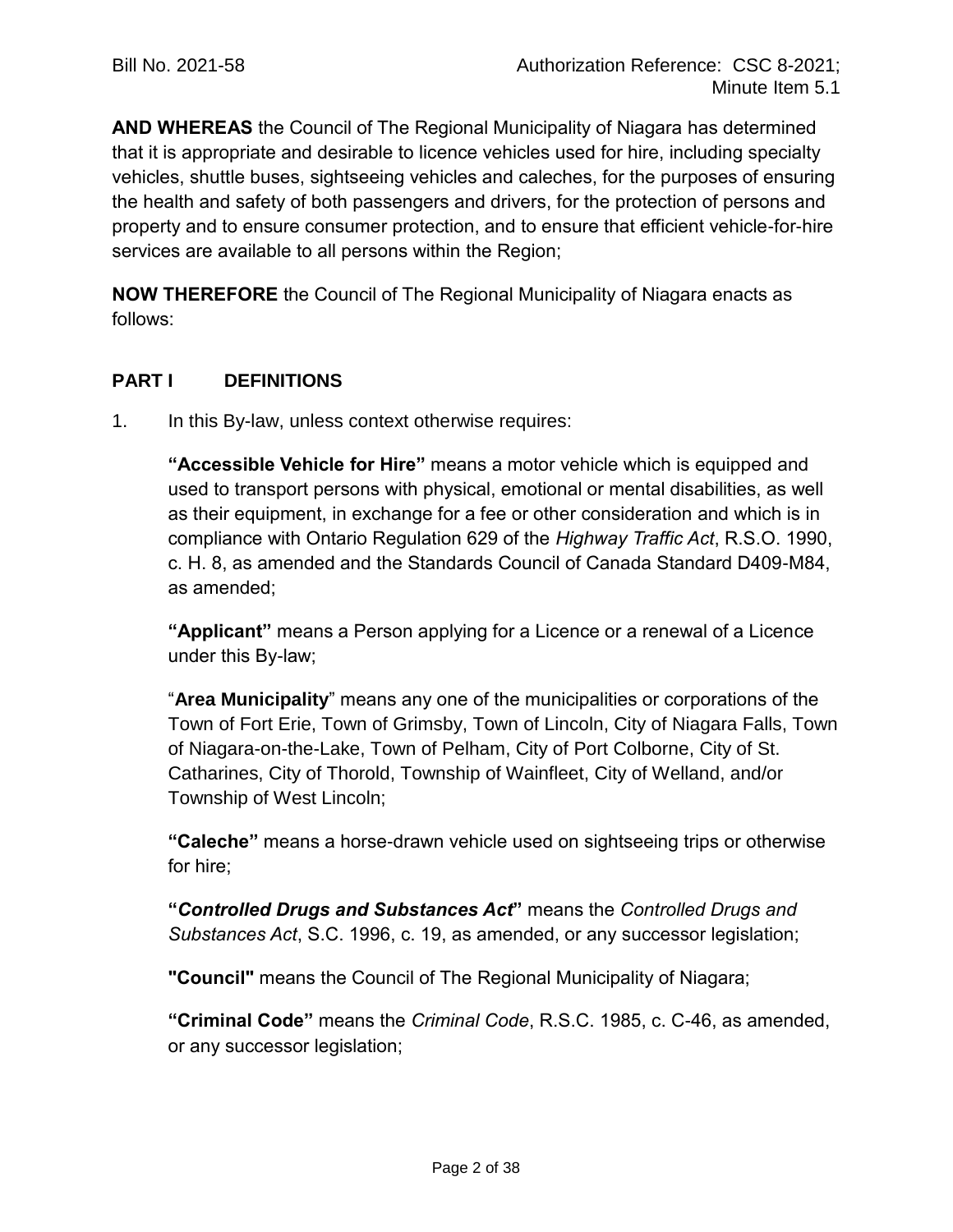**AND WHEREAS** the Council of The Regional Municipality of Niagara has determined that it is appropriate and desirable to licence vehicles used for hire, including specialty vehicles, shuttle buses, sightseeing vehicles and caleches, for the purposes of ensuring the health and safety of both passengers and drivers, for the protection of persons and property and to ensure consumer protection, and to ensure that efficient vehicle-for-hire services are available to all persons within the Region;

**NOW THEREFORE** the Council of The Regional Municipality of Niagara enacts as follows:

## PART I DEFINITIONS

1. In this By-law, unless context otherwise requires:

**"Accessible Vehicle for Hire"** means a motor vehicle which is equipped and used to transport persons with physical, emotional or mental disabilities, as well as their equipment, in exchange for a fee or other consideration and which is in compliance with Ontario Regulation 629 of the *Highway Traffic Act*, R.S.O. 1990, c. H. 8, as amended and the Standards Council of Canada Standard D409-M84, as amended;

**"Applicant"** means a Person applying for a Licence or a renewal of a Licence under this By-law;

"**Area Municipality**" means any one of the municipalities or corporations of the Town of Fort Erie, Town of Grimsby, Town of Lincoln, City of Niagara Falls, Town of Niagara-on-the-Lake, Town of Pelham, City of Port Colborne, City of St. Catharines, City of Thorold, Township of Wainfleet, City of Welland, and/or Township of West Lincoln;

**"Caleche"** means a horse-drawn vehicle used on sightseeing trips or otherwise for hire;

**"*Controlled Drugs and Substances Act*"** means the *Controlled Drugs and Substances Act*, S.C. 1996, c. 19, as amended, or any successor legislation;

**"Council"** means the Council of The Regional Municipality of Niagara;

**"Criminal Code"** means the *Criminal Code*, R.S.C. 1985, c. C-46, as amended, or any successor legislation;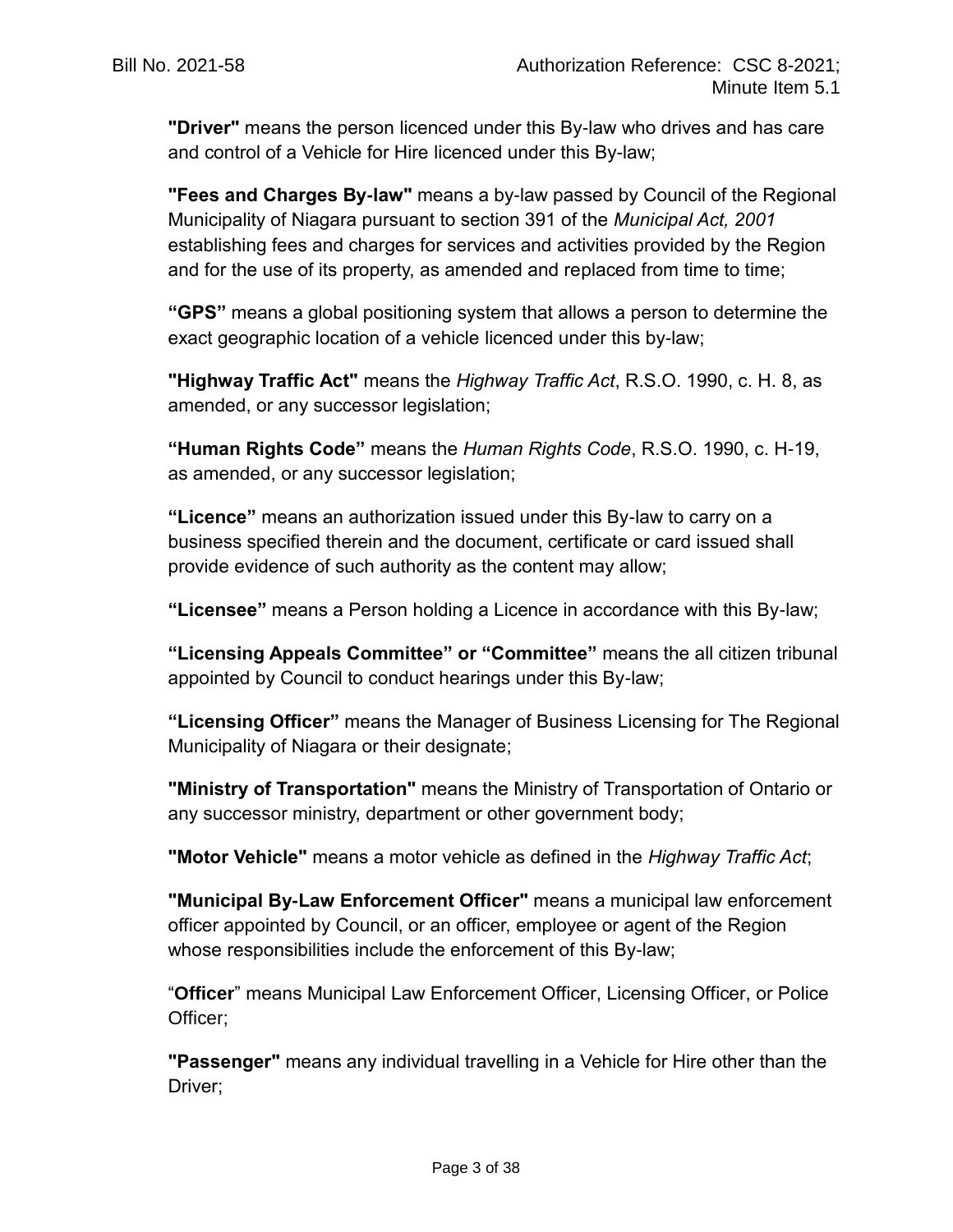**"Driver"** means the person licenced under this By-law who drives and has care and control of a Vehicle for Hire licenced under this By-law;

**"Fees and Charges By-law"** means a by-law passed by Council of the Regional Municipality of Niagara pursuant to section 391 of the *Municipal Act, 2001* establishing fees and charges for services and activities provided by the Region and for the use of its property, as amended and replaced from time to time;

**"GPS"** means a global positioning system that allows a person to determine the exact geographic location of a vehicle licenced under this by-law;

**"Highway Traffic Act"** means the *Highway Traffic Act*, R.S.O. 1990, c. H. 8, as amended, or any successor legislation;

**"Human Rights Code"** means the *Human Rights Code*, R.S.O. 1990, c. H-19, as amended, or any successor legislation;

**"Licence"** means an authorization issued under this By-law to carry on a business specified therein and the document, certificate or card issued shall provide evidence of such authority as the content may allow;

**"Licensee"** means a Person holding a Licence in accordance with this By-law;

**"Licensing Appeals Committee" or "Committee"** means the all citizen tribunal appointed by Council to conduct hearings under this By-law;

**"Licensing Officer"** means the Manager of Business Licensing for The Regional Municipality of Niagara or their designate;

**"Ministry of Transportation"** means the Ministry of Transportation of Ontario or any successor ministry, department or other government body;

**"Motor Vehicle"** means a motor vehicle as defined in the *Highway Traffic Act*;

**"Municipal By-Law Enforcement Officer"** means a municipal law enforcement officer appointed by Council, or an officer, employee or agent of the Region whose responsibilities include the enforcement of this By-law;

"**Officer**" means Municipal Law Enforcement Officer, Licensing Officer, or Police Officer;

**"Passenger"** means any individual travelling in a Vehicle for Hire other than the Driver;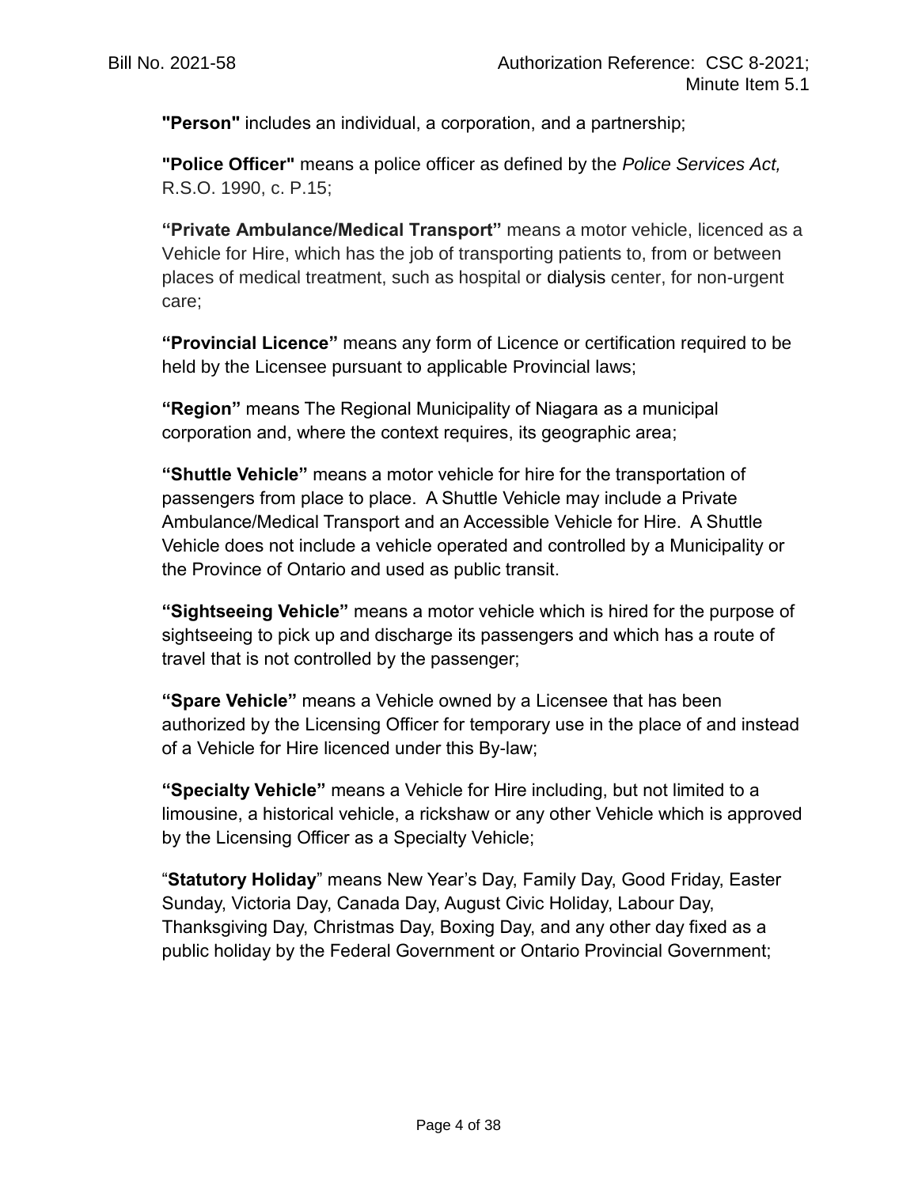**"Person"** includes an individual, a corporation, and a partnership;

**"Police Officer"** means a police officer as defined by the *Police Services Act,* R.S.O. 1990, c. P.15;

**"Private Ambulance/Medical Transport"** means a motor vehicle, licenced as a Vehicle for Hire, which has the job of transporting patients to, from or between places of medical treatment, such as hospital or dialysis center, for non-urgent care;

**"Provincial Licence"** means any form of Licence or certification required to be held by the Licensee pursuant to applicable Provincial laws;

**"Region"** means The Regional Municipality of Niagara as a municipal corporation and, where the context requires, its geographic area;

**"Shuttle Vehicle"** means a motor vehicle for hire for the transportation of passengers from place to place. A Shuttle Vehicle may include a Private Ambulance/Medical Transport and an Accessible Vehicle for Hire. A Shuttle Vehicle does not include a vehicle operated and controlled by a Municipality or the Province of Ontario and used as public transit.

**"Sightseeing Vehicle"** means a motor vehicle which is hired for the purpose of sightseeing to pick up and discharge its passengers and which has a route of travel that is not controlled by the passenger;

**"Spare Vehicle"** means a Vehicle owned by a Licensee that has been authorized by the Licensing Officer for temporary use in the place of and instead of a Vehicle for Hire licenced under this By-law;

**"Specialty Vehicle"** means a Vehicle for Hire including, but not limited to a limousine, a historical vehicle, a rickshaw or any other Vehicle which is approved by the Licensing Officer as a Specialty Vehicle;

"**Statutory Holiday**" means New Year's Day, Family Day, Good Friday, Easter Sunday, Victoria Day, Canada Day, August Civic Holiday, Labour Day, Thanksgiving Day, Christmas Day, Boxing Day, and any other day fixed as a public holiday by the Federal Government or Ontario Provincial Government;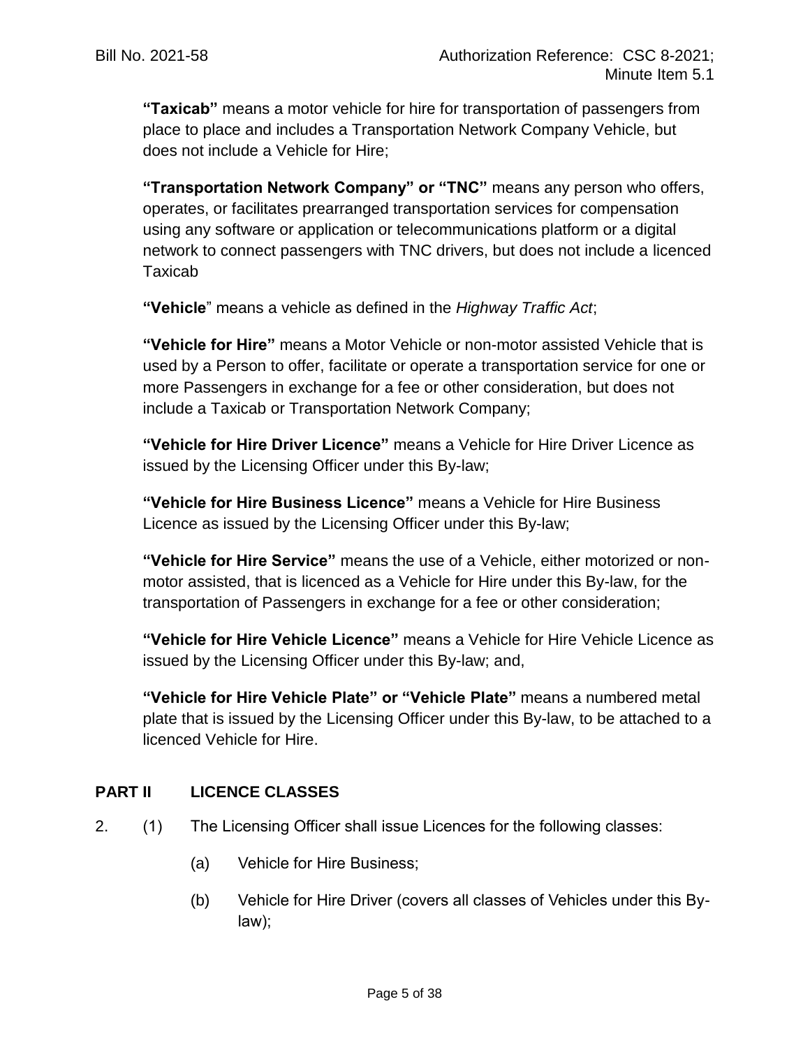**"Taxicab"** means a motor vehicle for hire for transportation of passengers from place to place and includes a Transportation Network Company Vehicle, but does not include a Vehicle for Hire;

**"Transportation Network Company" or "TNC"** means any person who offers, operates, or facilitates prearranged transportation services for compensation using any software or application or telecommunications platform or a digital network to connect passengers with TNC drivers, but does not include a licenced Taxicab

**"Vehicle**" means a vehicle as defined in the *Highway Traffic Act*;

**"Vehicle for Hire"** means a Motor Vehicle or non-motor assisted Vehicle that is used by a Person to offer, facilitate or operate a transportation service for one or more Passengers in exchange for a fee or other consideration, but does not include a Taxicab or Transportation Network Company;

**"Vehicle for Hire Driver Licence"** means a Vehicle for Hire Driver Licence as issued by the Licensing Officer under this By-law;

**"Vehicle for Hire Business Licence"** means a Vehicle for Hire Business Licence as issued by the Licensing Officer under this By-law;

**"Vehicle for Hire Service"** means the use of a Vehicle, either motorized or non-motor assisted, that is licenced as a Vehicle for Hire under this By-law, for the transportation of Passengers in exchange for a fee or other consideration;

**"Vehicle for Hire Vehicle Licence"** means a Vehicle for Hire Vehicle Licence as issued by the Licensing Officer under this By-law; and,

**"Vehicle for Hire Vehicle Plate" or "Vehicle Plate"** means a numbered metal plate that is issued by the Licensing Officer under this By-law, to be attached to a licenced Vehicle for Hire.

## PART II LICENCE CLASSES

2. (1) The Licensing Officer shall issue Licences for the following classes:

   (a) Vehicle for Hire Business;

   (b) Vehicle for Hire Driver (covers all classes of Vehicles under this By-law);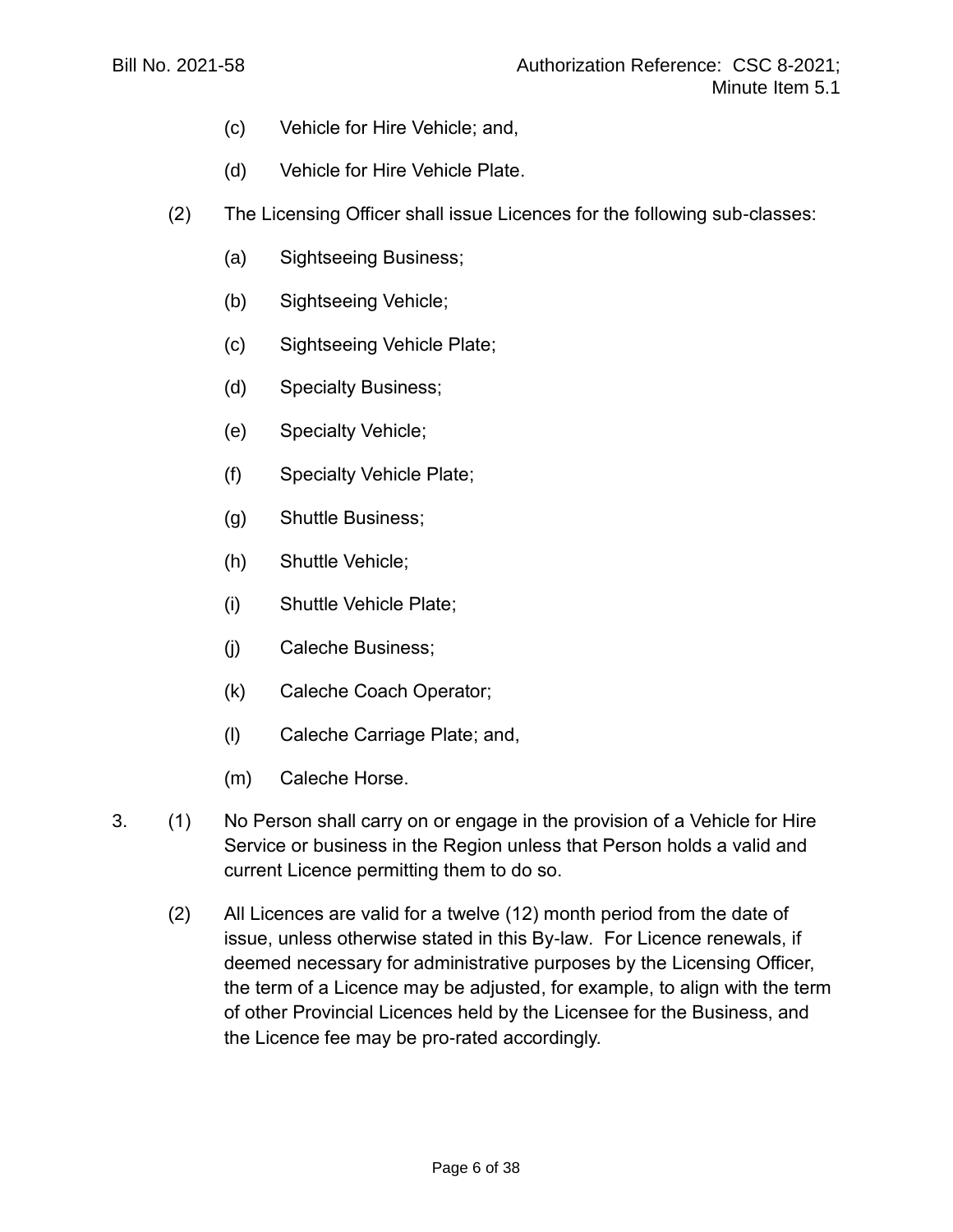(c) Vehicle for Hire Vehicle; and,

(d) Vehicle for Hire Vehicle Plate.

(2) The Licensing Officer shall issue Licences for the following sub-classes:

(a) Sightseeing Business;

(b) Sightseeing Vehicle;

(c) Sightseeing Vehicle Plate;

(d) Specialty Business;

(e) Specialty Vehicle;

(f) Specialty Vehicle Plate;

(g) Shuttle Business;

(h) Shuttle Vehicle;

(i) Shuttle Vehicle Plate;

(j) Caleche Business;

(k) Caleche Coach Operator;

(l) Caleche Carriage Plate; and,

(m) Caleche Horse.

3. (1) No Person shall carry on or engage in the provision of a Vehicle for Hire Service or business in the Region unless that Person holds a valid and current Licence permitting them to do so.

(2) All Licences are valid for a twelve (12) month period from the date of issue, unless otherwise stated in this By-law. For Licence renewals, if deemed necessary for administrative purposes by the Licensing Officer, the term of a Licence may be adjusted, for example, to align with the term of other Provincial Licences held by the Licensee for the Business, and the Licence fee may be pro-rated accordingly.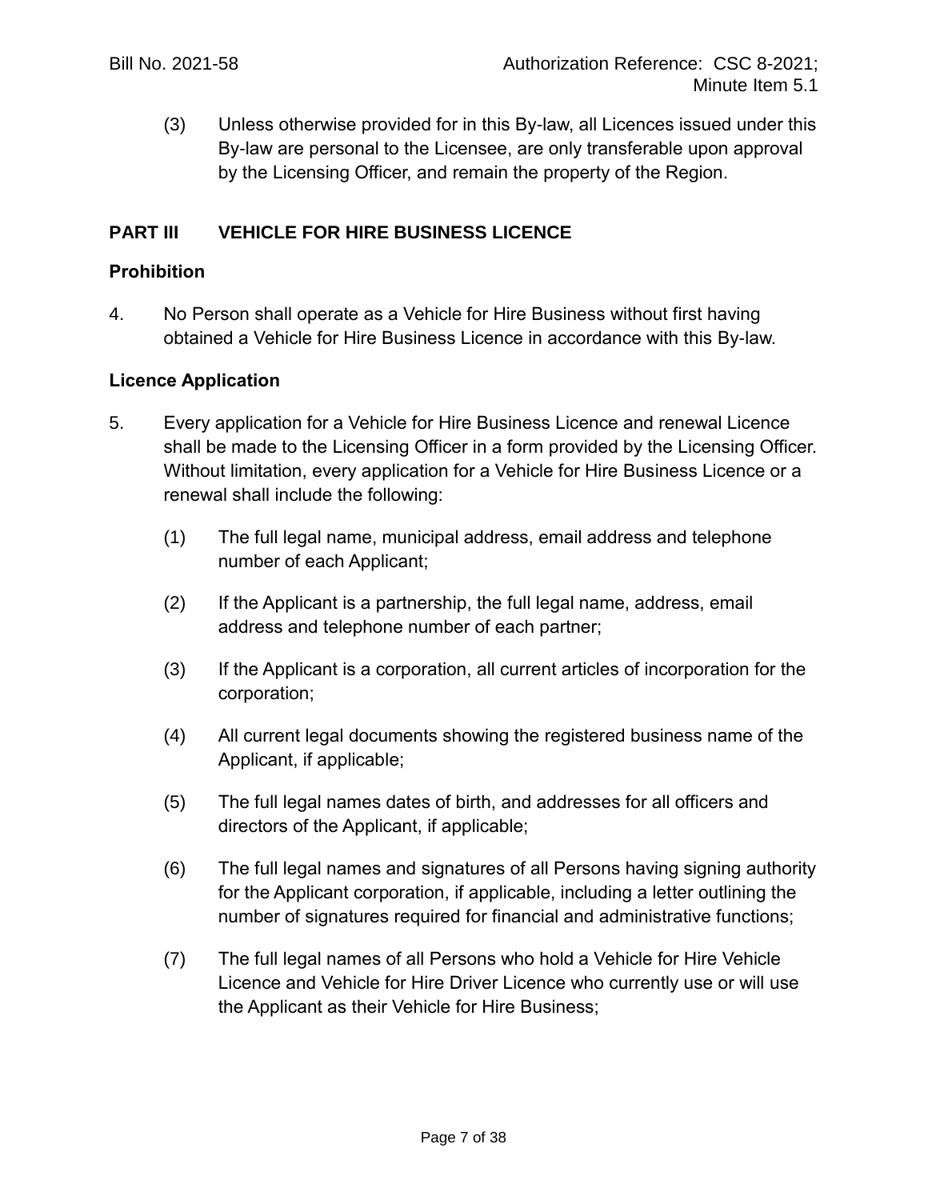(3) Unless otherwise provided for in this By-law, all Licences issued under this By-law are personal to the Licensee, are only transferable upon approval by the Licensing Officer, and remain the property of the Region.

## PART III VEHICLE FOR HIRE BUSINESS LICENCE

### Prohibition

4. No Person shall operate as a Vehicle for Hire Business without first having obtained a Vehicle for Hire Business Licence in accordance with this By-law.

### Licence Application

5. Every application for a Vehicle for Hire Business Licence and renewal Licence shall be made to the Licensing Officer in a form provided by the Licensing Officer. Without limitation, every application for a Vehicle for Hire Business Licence or a renewal shall include the following:

   (1) The full legal name, municipal address, email address and telephone number of each Applicant;

   (2) If the Applicant is a partnership, the full legal name, address, email address and telephone number of each partner;

   (3) If the Applicant is a corporation, all current articles of incorporation for the corporation;

   (4) All current legal documents showing the registered business name of the Applicant, if applicable;

   (5) The full legal names dates of birth, and addresses for all officers and directors of the Applicant, if applicable;

   (6) The full legal names and signatures of all Persons having signing authority for the Applicant corporation, if applicable, including a letter outlining the number of signatures required for financial and administrative functions;

   (7) The full legal names of all Persons who hold a Vehicle for Hire Vehicle Licence and Vehicle for Hire Driver Licence who currently use or will use the Applicant as their Vehicle for Hire Business;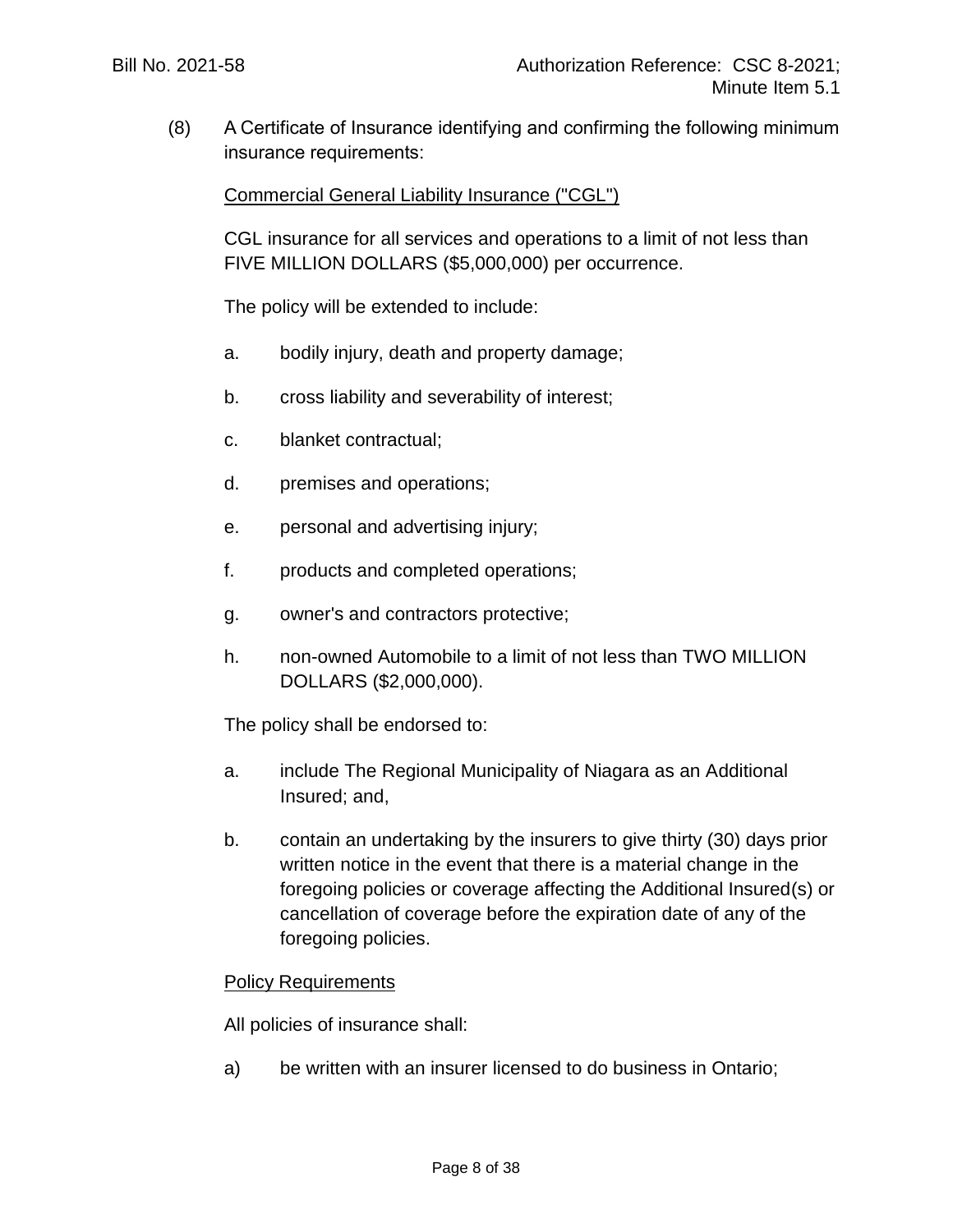(8) A Certificate of Insurance identifying and confirming the following minimum insurance requirements:

<u>Commercial General Liability Insurance ("CGL")</u>

CGL insurance for all services and operations to a limit of not less than FIVE MILLION DOLLARS ($5,000,000) per occurrence.

The policy will be extended to include:

a. bodily injury, death and property damage;

b. cross liability and severability of interest;

c. blanket contractual;

d. premises and operations;

e. personal and advertising injury;

f. products and completed operations;

g. owner's and contractors protective;

h. non-owned Automobile to a limit of not less than TWO MILLION DOLLARS ($2,000,000).

The policy shall be endorsed to:

a. include The Regional Municipality of Niagara as an Additional Insured; and,

b. contain an undertaking by the insurers to give thirty (30) days prior written notice in the event that there is a material change in the foregoing policies or coverage affecting the Additional Insured(s) or cancellation of coverage before the expiration date of any of the foregoing policies.

<u>Policy Requirements</u>

All policies of insurance shall:

a) be written with an insurer licensed to do business in Ontario;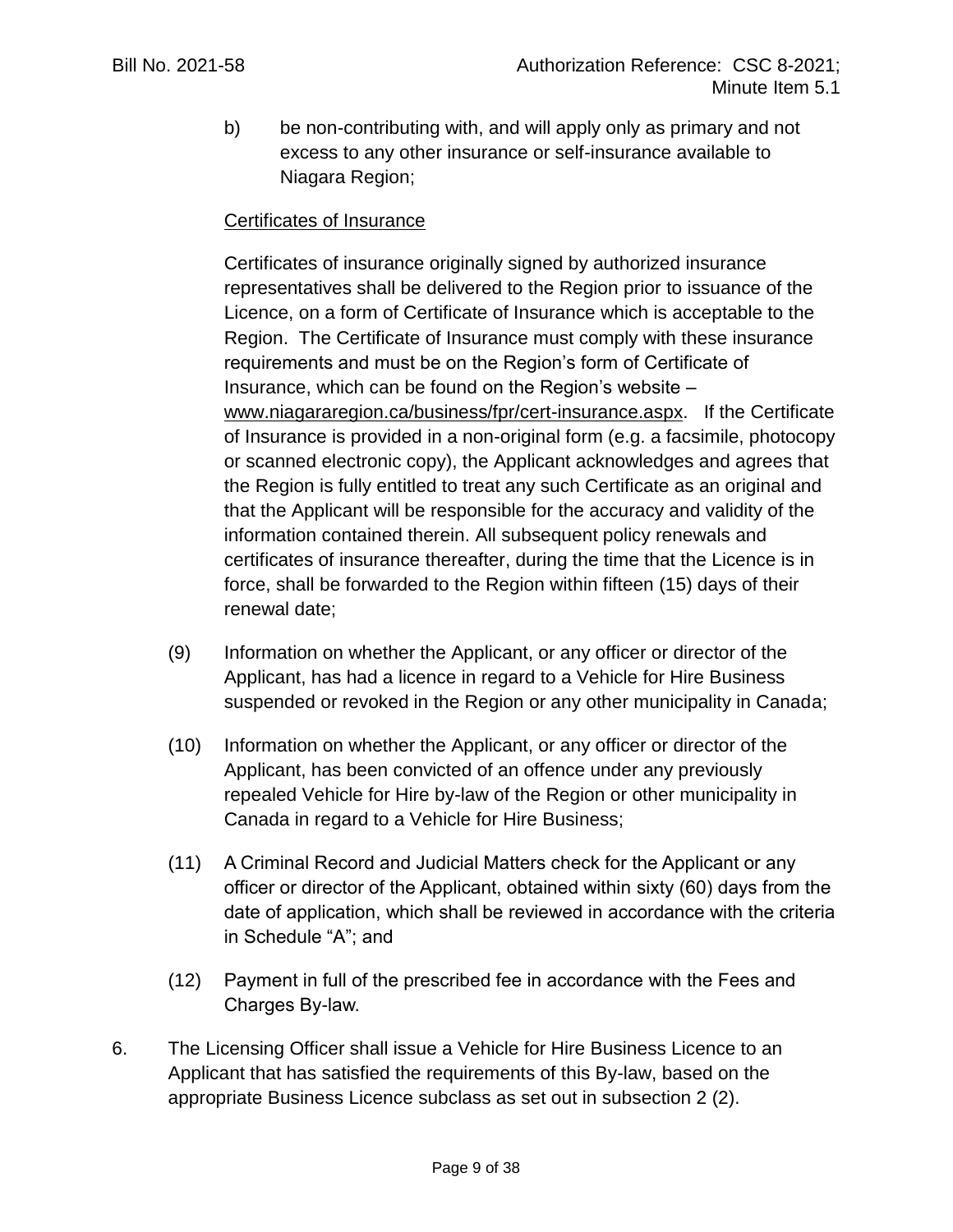b) be non-contributing with, and will apply only as primary and not excess to any other insurance or self-insurance available to Niagara Region;

Certificates of Insurance

Certificates of insurance originally signed by authorized insurance representatives shall be delivered to the Region prior to issuance of the Licence, on a form of Certificate of Insurance which is acceptable to the Region. The Certificate of Insurance must comply with these insurance requirements and must be on the Region's form of Certificate of Insurance, which can be found on the Region's website – www.niagararegion.ca/business/fpr/cert-insurance.aspx. If the Certificate of Insurance is provided in a non-original form (e.g. a facsimile, photocopy or scanned electronic copy), the Applicant acknowledges and agrees that the Region is fully entitled to treat any such Certificate as an original and that the Applicant will be responsible for the accuracy and validity of the information contained therein. All subsequent policy renewals and certificates of insurance thereafter, during the time that the Licence is in force, shall be forwarded to the Region within fifteen (15) days of their renewal date;

(9) Information on whether the Applicant, or any officer or director of the Applicant, has had a licence in regard to a Vehicle for Hire Business suspended or revoked in the Region or any other municipality in Canada;

(10) Information on whether the Applicant, or any officer or director of the Applicant, has been convicted of an offence under any previously repealed Vehicle for Hire by-law of the Region or other municipality in Canada in regard to a Vehicle for Hire Business;

(11) A Criminal Record and Judicial Matters check for the Applicant or any officer or director of the Applicant, obtained within sixty (60) days from the date of application, which shall be reviewed in accordance with the criteria in Schedule "A"; and

(12) Payment in full of the prescribed fee in accordance with the Fees and Charges By-law.

6. The Licensing Officer shall issue a Vehicle for Hire Business Licence to an Applicant that has satisfied the requirements of this By-law, based on the appropriate Business Licence subclass as set out in subsection 2 (2).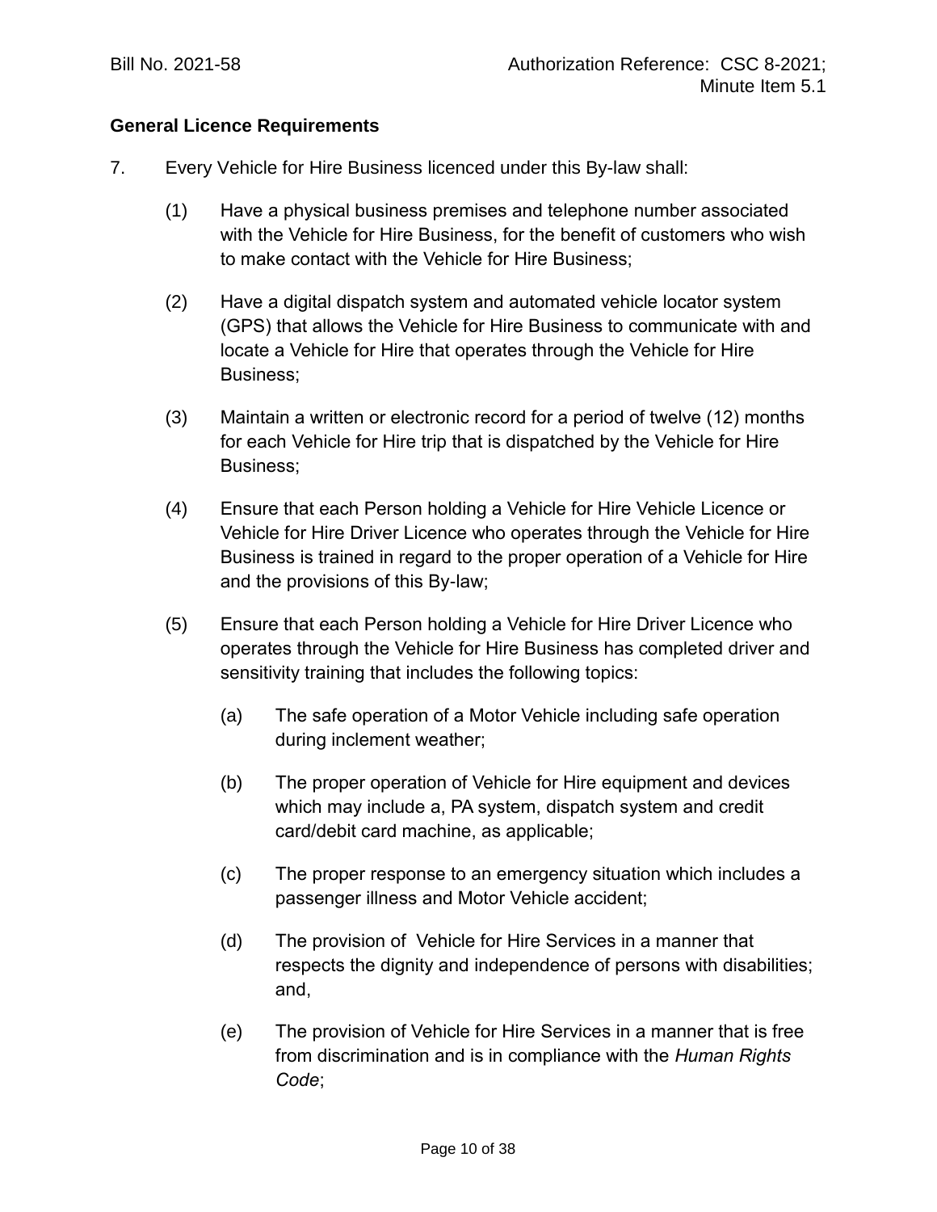**General Licence Requirements**

7. Every Vehicle for Hire Business licenced under this By-law shall:

   (1) Have a physical business premises and telephone number associated with the Vehicle for Hire Business, for the benefit of customers who wish to make contact with the Vehicle for Hire Business;

   (2) Have a digital dispatch system and automated vehicle locator system (GPS) that allows the Vehicle for Hire Business to communicate with and locate a Vehicle for Hire that operates through the Vehicle for Hire Business;

   (3) Maintain a written or electronic record for a period of twelve (12) months for each Vehicle for Hire trip that is dispatched by the Vehicle for Hire Business;

   (4) Ensure that each Person holding a Vehicle for Hire Vehicle Licence or Vehicle for Hire Driver Licence who operates through the Vehicle for Hire Business is trained in regard to the proper operation of a Vehicle for Hire and the provisions of this By-law;

   (5) Ensure that each Person holding a Vehicle for Hire Driver Licence who operates through the Vehicle for Hire Business has completed driver and sensitivity training that includes the following topics:

      (a) The safe operation of a Motor Vehicle including safe operation during inclement weather;

      (b) The proper operation of Vehicle for Hire equipment and devices which may include a, PA system, dispatch system and credit card/debit card machine, as applicable;

      (c) The proper response to an emergency situation which includes a passenger illness and Motor Vehicle accident;

      (d) The provision of Vehicle for Hire Services in a manner that respects the dignity and independence of persons with disabilities; and,

      (e) The provision of Vehicle for Hire Services in a manner that is free from discrimination and is in compliance with the *Human Rights Code*;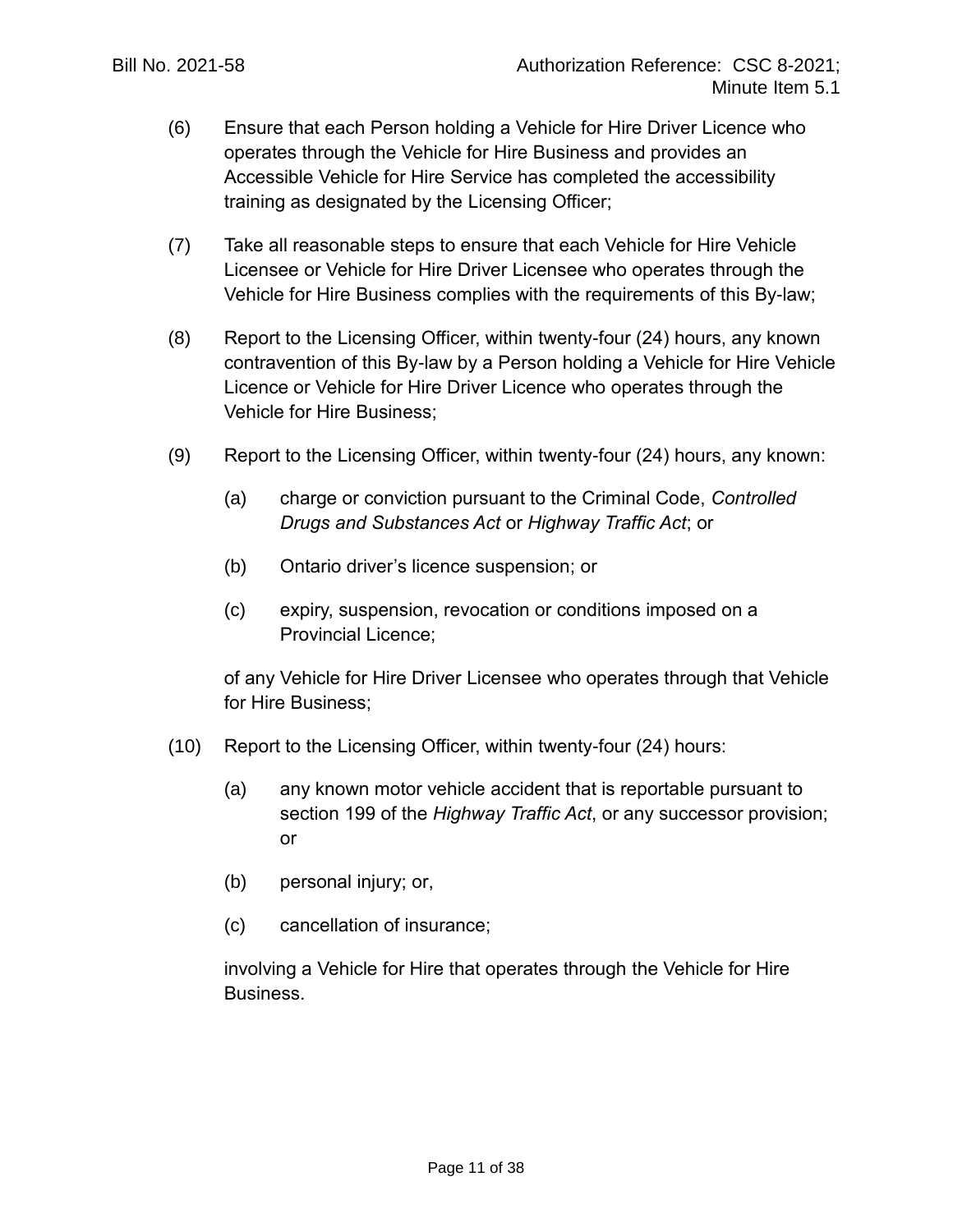(6) Ensure that each Person holding a Vehicle for Hire Driver Licence who operates through the Vehicle for Hire Business and provides an Accessible Vehicle for Hire Service has completed the accessibility training as designated by the Licensing Officer;

(7) Take all reasonable steps to ensure that each Vehicle for Hire Vehicle Licensee or Vehicle for Hire Driver Licensee who operates through the Vehicle for Hire Business complies with the requirements of this By-law;

(8) Report to the Licensing Officer, within twenty-four (24) hours, any known contravention of this By-law by a Person holding a Vehicle for Hire Vehicle Licence or Vehicle for Hire Driver Licence who operates through the Vehicle for Hire Business;

(9) Report to the Licensing Officer, within twenty-four (24) hours, any known:

  (a) charge or conviction pursuant to the Criminal Code, *Controlled Drugs and Substances Act* or *Highway Traffic Act*; or

  (b) Ontario driver's licence suspension; or

  (c) expiry, suspension, revocation or conditions imposed on a Provincial Licence;

  of any Vehicle for Hire Driver Licensee who operates through that Vehicle for Hire Business;

(10) Report to the Licensing Officer, within twenty-four (24) hours:

  (a) any known motor vehicle accident that is reportable pursuant to section 199 of the *Highway Traffic Act*, or any successor provision; or

  (b) personal injury; or,

  (c) cancellation of insurance;

  involving a Vehicle for Hire that operates through the Vehicle for Hire Business.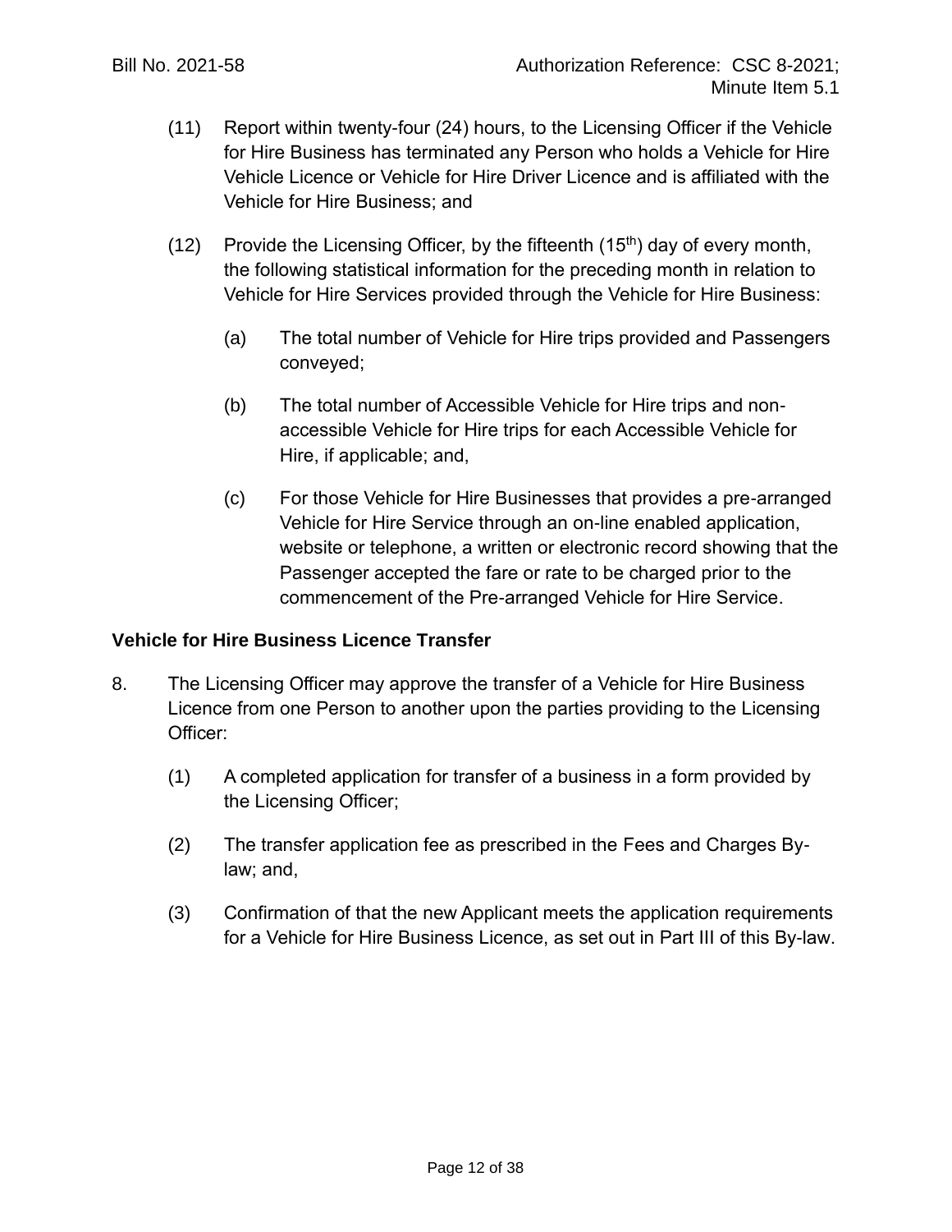(11) Report within twenty-four (24) hours, to the Licensing Officer if the Vehicle for Hire Business has terminated any Person who holds a Vehicle for Hire Vehicle Licence or Vehicle for Hire Driver Licence and is affiliated with the Vehicle for Hire Business; and

(12) Provide the Licensing Officer, by the fifteenth (15th) day of every month, the following statistical information for the preceding month in relation to Vehicle for Hire Services provided through the Vehicle for Hire Business:

(a) The total number of Vehicle for Hire trips provided and Passengers conveyed;

(b) The total number of Accessible Vehicle for Hire trips and non-accessible Vehicle for Hire trips for each Accessible Vehicle for Hire, if applicable; and,

(c) For those Vehicle for Hire Businesses that provides a pre-arranged Vehicle for Hire Service through an on-line enabled application, website or telephone, a written or electronic record showing that the Passenger accepted the fare or rate to be charged prior to the commencement of the Pre-arranged Vehicle for Hire Service.

**Vehicle for Hire Business Licence Transfer**

8. The Licensing Officer may approve the transfer of a Vehicle for Hire Business Licence from one Person to another upon the parties providing to the Licensing Officer:

(1) A completed application for transfer of a business in a form provided by the Licensing Officer;

(2) The transfer application fee as prescribed in the Fees and Charges By-law; and,

(3) Confirmation of that the new Applicant meets the application requirements for a Vehicle for Hire Business Licence, as set out in Part III of this By-law.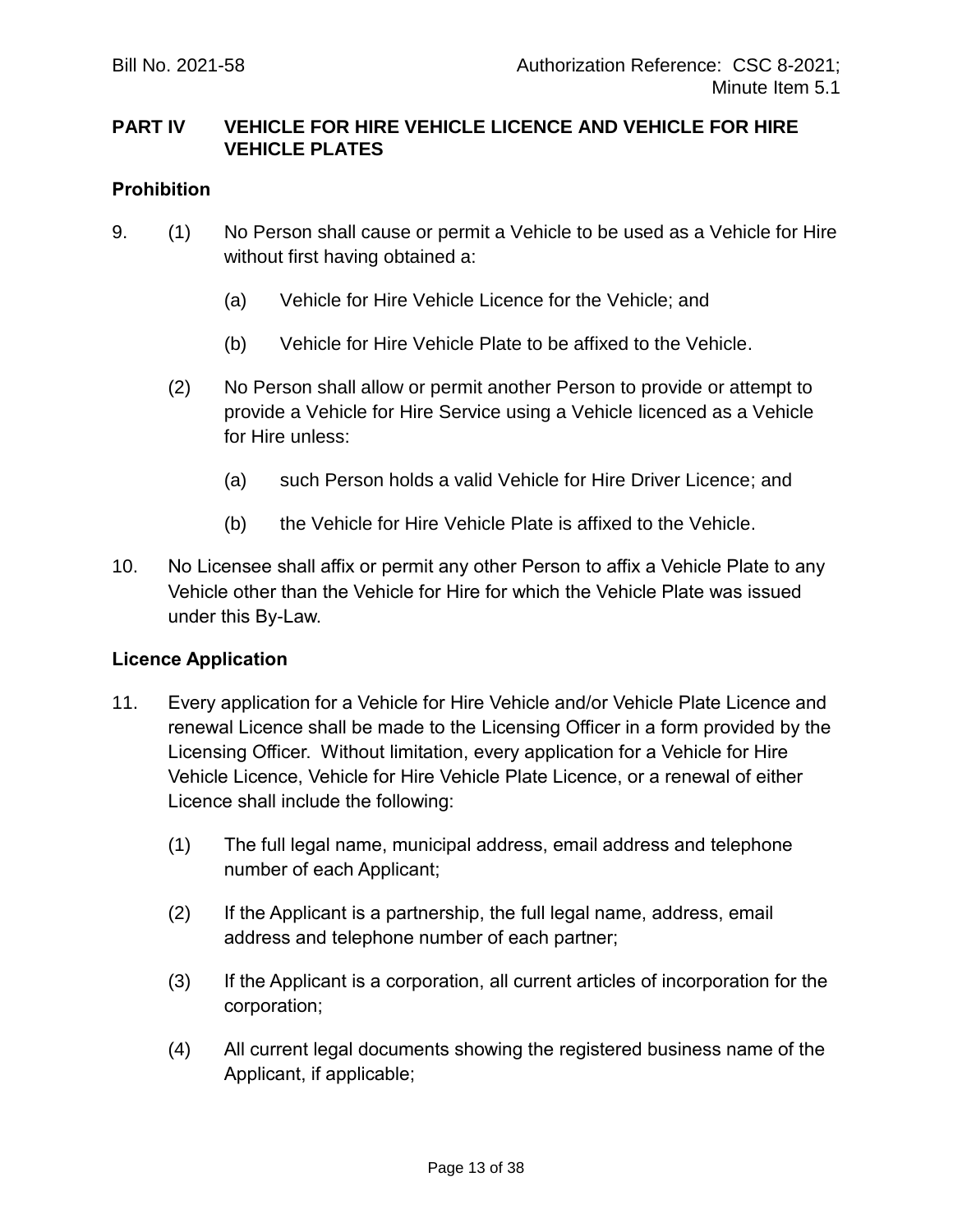## PART IV VEHICLE FOR HIRE VEHICLE LICENCE AND VEHICLE FOR HIRE VEHICLE PLATES

### Prohibition

9. (1) No Person shall cause or permit a Vehicle to be used as a Vehicle for Hire without first having obtained a:

   (a) Vehicle for Hire Vehicle Licence for the Vehicle; and

   (b) Vehicle for Hire Vehicle Plate to be affixed to the Vehicle.

   (2) No Person shall allow or permit another Person to provide or attempt to provide a Vehicle for Hire Service using a Vehicle licenced as a Vehicle for Hire unless:

   (a) such Person holds a valid Vehicle for Hire Driver Licence; and

   (b) the Vehicle for Hire Vehicle Plate is affixed to the Vehicle.

10. No Licensee shall affix or permit any other Person to affix a Vehicle Plate to any Vehicle other than the Vehicle for Hire for which the Vehicle Plate was issued under this By-Law.

### Licence Application

11. Every application for a Vehicle for Hire Vehicle and/or Vehicle Plate Licence and renewal Licence shall be made to the Licensing Officer in a form provided by the Licensing Officer. Without limitation, every application for a Vehicle for Hire Vehicle Licence, Vehicle for Hire Vehicle Plate Licence, or a renewal of either Licence shall include the following:

   (1) The full legal name, municipal address, email address and telephone number of each Applicant;

   (2) If the Applicant is a partnership, the full legal name, address, email address and telephone number of each partner;

   (3) If the Applicant is a corporation, all current articles of incorporation for the corporation;

   (4) All current legal documents showing the registered business name of the Applicant, if applicable;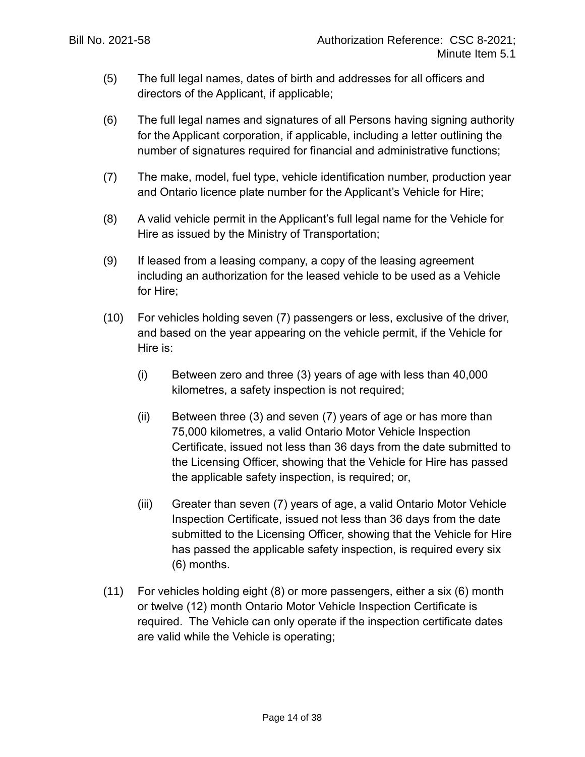(5) The full legal names, dates of birth and addresses for all officers and directors of the Applicant, if applicable;

(6) The full legal names and signatures of all Persons having signing authority for the Applicant corporation, if applicable, including a letter outlining the number of signatures required for financial and administrative functions;

(7) The make, model, fuel type, vehicle identification number, production year and Ontario licence plate number for the Applicant's Vehicle for Hire;

(8) A valid vehicle permit in the Applicant's full legal name for the Vehicle for Hire as issued by the Ministry of Transportation;

(9) If leased from a leasing company, a copy of the leasing agreement including an authorization for the leased vehicle to be used as a Vehicle for Hire;

(10) For vehicles holding seven (7) passengers or less, exclusive of the driver, and based on the year appearing on the vehicle permit, if the Vehicle for Hire is:

   (i) Between zero and three (3) years of age with less than 40,000 kilometres, a safety inspection is not required;

   (ii) Between three (3) and seven (7) years of age or has more than 75,000 kilometres, a valid Ontario Motor Vehicle Inspection Certificate, issued not less than 36 days from the date submitted to the Licensing Officer, showing that the Vehicle for Hire has passed the applicable safety inspection, is required; or,

   (iii) Greater than seven (7) years of age, a valid Ontario Motor Vehicle Inspection Certificate, issued not less than 36 days from the date submitted to the Licensing Officer, showing that the Vehicle for Hire has passed the applicable safety inspection, is required every six (6) months.

(11) For vehicles holding eight (8) or more passengers, either a six (6) month or twelve (12) month Ontario Motor Vehicle Inspection Certificate is required. The Vehicle can only operate if the inspection certificate dates are valid while the Vehicle is operating;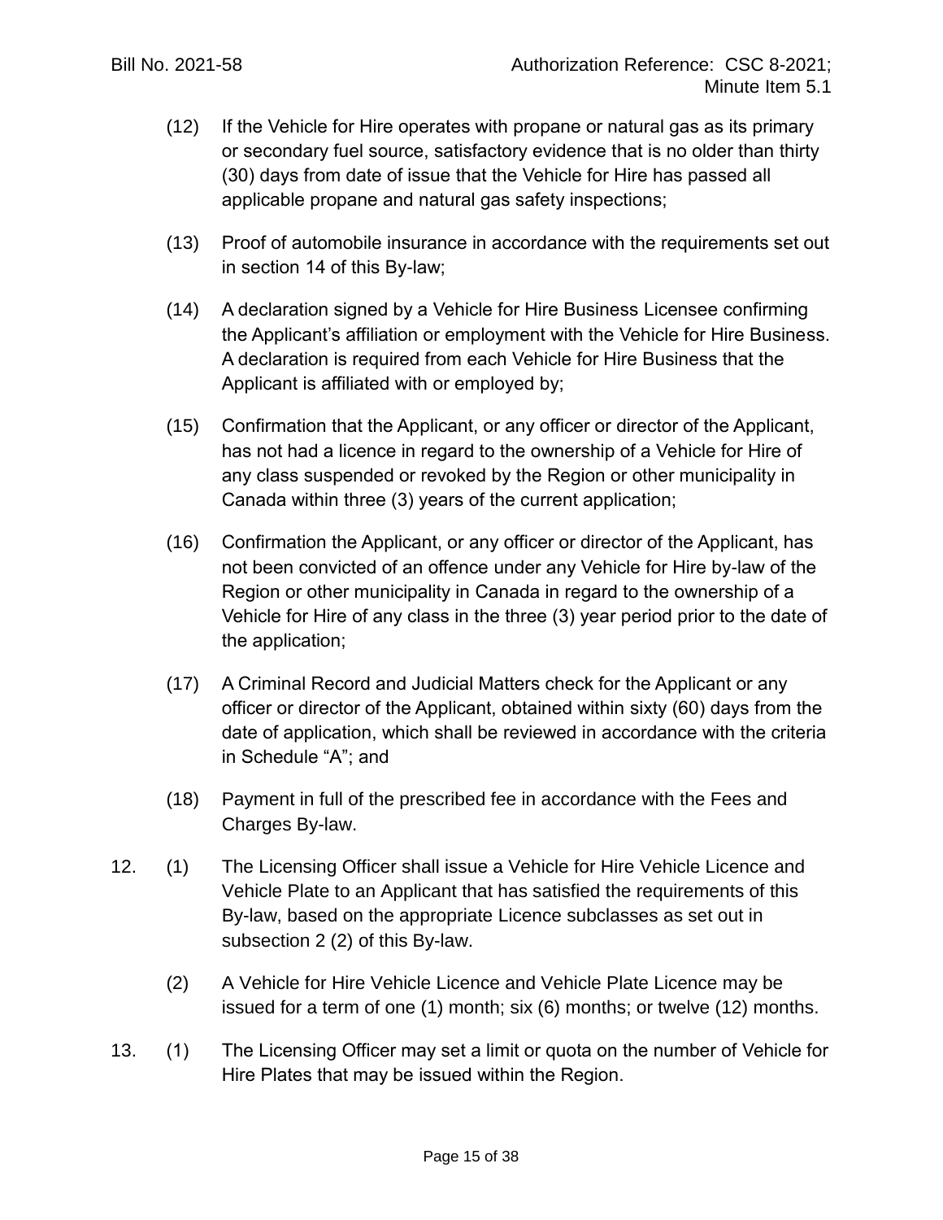(12) If the Vehicle for Hire operates with propane or natural gas as its primary or secondary fuel source, satisfactory evidence that is no older than thirty (30) days from date of issue that the Vehicle for Hire has passed all applicable propane and natural gas safety inspections;

(13) Proof of automobile insurance in accordance with the requirements set out in section 14 of this By-law;

(14) A declaration signed by a Vehicle for Hire Business Licensee confirming the Applicant's affiliation or employment with the Vehicle for Hire Business. A declaration is required from each Vehicle for Hire Business that the Applicant is affiliated with or employed by;

(15) Confirmation that the Applicant, or any officer or director of the Applicant, has not had a licence in regard to the ownership of a Vehicle for Hire of any class suspended or revoked by the Region or other municipality in Canada within three (3) years of the current application;

(16) Confirmation the Applicant, or any officer or director of the Applicant, has not been convicted of an offence under any Vehicle for Hire by-law of the Region or other municipality in Canada in regard to the ownership of a Vehicle for Hire of any class in the three (3) year period prior to the date of the application;

(17) A Criminal Record and Judicial Matters check for the Applicant or any officer or director of the Applicant, obtained within sixty (60) days from the date of application, which shall be reviewed in accordance with the criteria in Schedule "A"; and

(18) Payment in full of the prescribed fee in accordance with the Fees and Charges By-law.

12. (1) The Licensing Officer shall issue a Vehicle for Hire Vehicle Licence and Vehicle Plate to an Applicant that has satisfied the requirements of this By-law, based on the appropriate Licence subclasses as set out in subsection 2 (2) of this By-law.

(2) A Vehicle for Hire Vehicle Licence and Vehicle Plate Licence may be issued for a term of one (1) month; six (6) months; or twelve (12) months.

13. (1) The Licensing Officer may set a limit or quota on the number of Vehicle for Hire Plates that may be issued within the Region.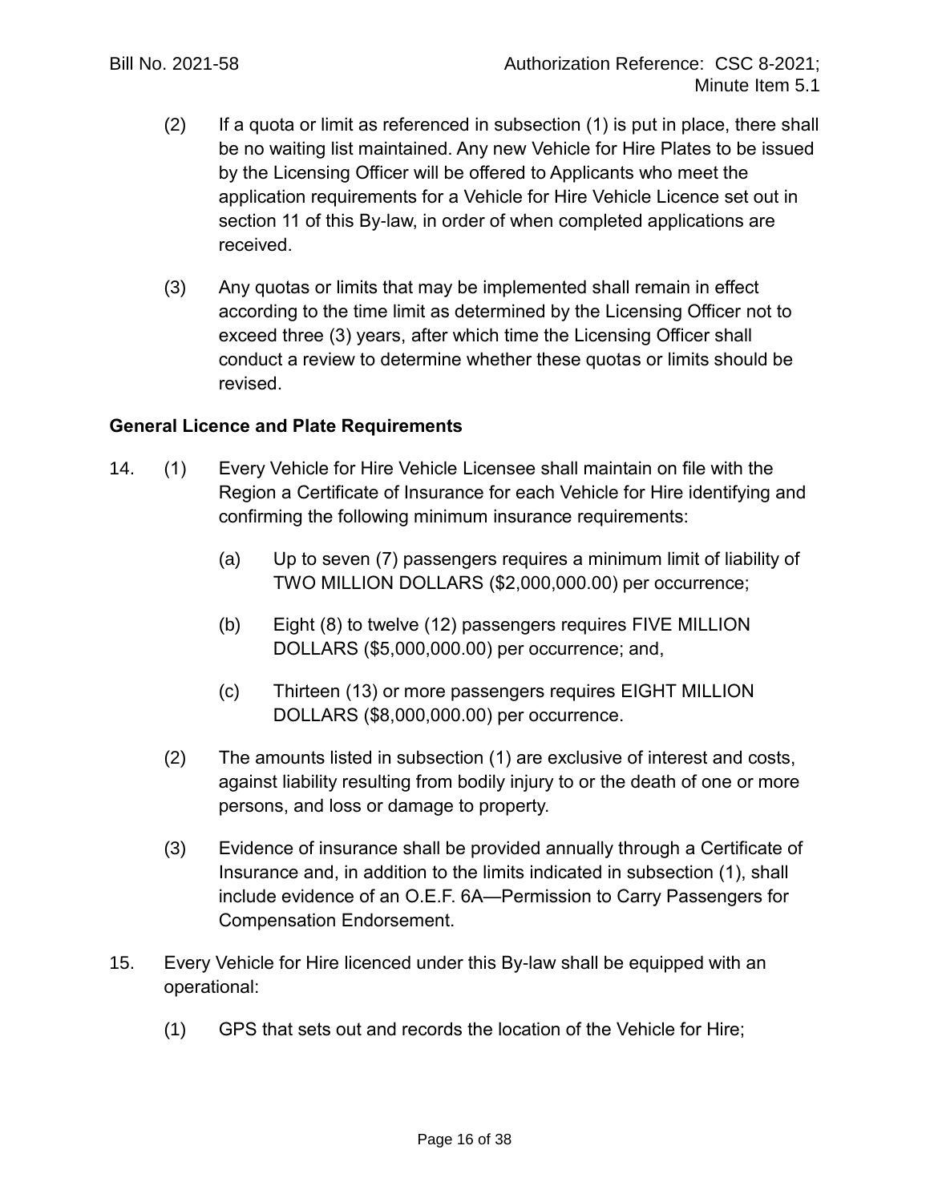(2) If a quota or limit as referenced in subsection (1) is put in place, there shall be no waiting list maintained. Any new Vehicle for Hire Plates to be issued by the Licensing Officer will be offered to Applicants who meet the application requirements for a Vehicle for Hire Vehicle Licence set out in section 11 of this By-law, in order of when completed applications are received.

(3) Any quotas or limits that may be implemented shall remain in effect according to the time limit as determined by the Licensing Officer not to exceed three (3) years, after which time the Licensing Officer shall conduct a review to determine whether these quotas or limits should be revised.

**General Licence and Plate Requirements**

14\. (1) Every Vehicle for Hire Vehicle Licensee shall maintain on file with the Region a Certificate of Insurance for each Vehicle for Hire identifying and confirming the following minimum insurance requirements:

(a) Up to seven (7) passengers requires a minimum limit of liability of TWO MILLION DOLLARS ($2,000,000.00) per occurrence;

(b) Eight (8) to twelve (12) passengers requires FIVE MILLION DOLLARS ($5,000,000.00) per occurrence; and,

(c) Thirteen (13) or more passengers requires EIGHT MILLION DOLLARS ($8,000,000.00) per occurrence.

(2) The amounts listed in subsection (1) are exclusive of interest and costs, against liability resulting from bodily injury to or the death of one or more persons, and loss or damage to property.

(3) Evidence of insurance shall be provided annually through a Certificate of Insurance and, in addition to the limits indicated in subsection (1), shall include evidence of an O.E.F. 6A—Permission to Carry Passengers for Compensation Endorsement.

15\. Every Vehicle for Hire licenced under this By-law shall be equipped with an operational:

(1) GPS that sets out and records the location of the Vehicle for Hire;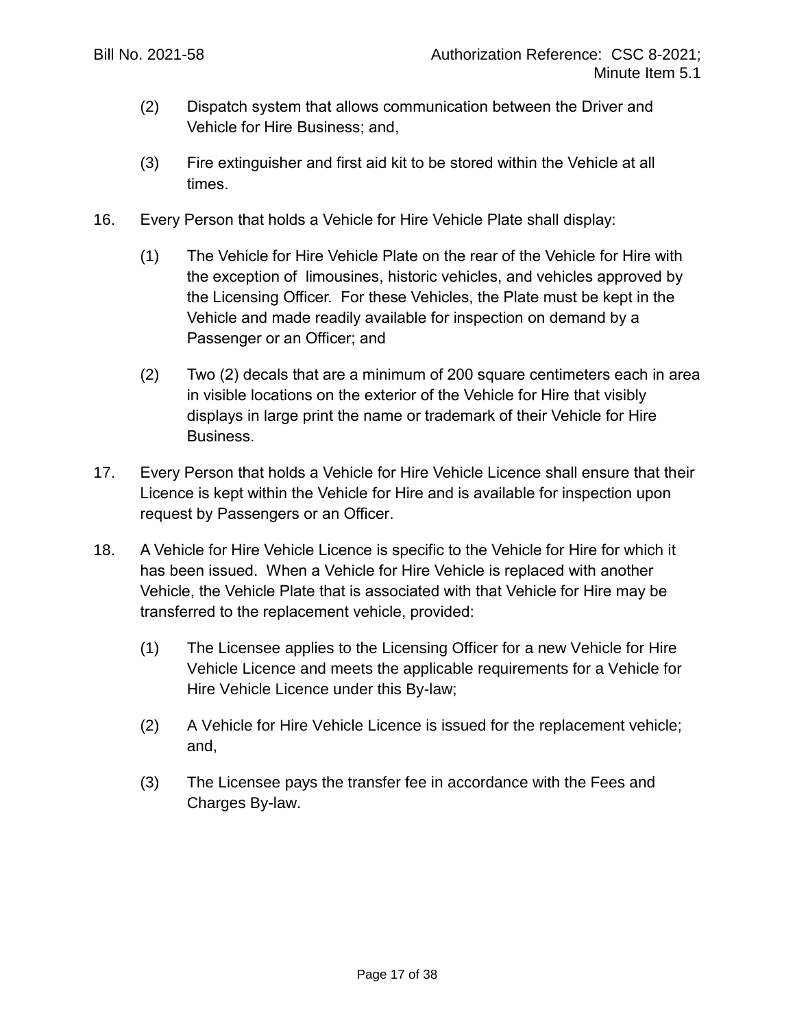(2) Dispatch system that allows communication between the Driver and Vehicle for Hire Business; and,

(3) Fire extinguisher and first aid kit to be stored within the Vehicle at all times.

16. Every Person that holds a Vehicle for Hire Vehicle Plate shall display:

(1) The Vehicle for Hire Vehicle Plate on the rear of the Vehicle for Hire with the exception of limousines, historic vehicles, and vehicles approved by the Licensing Officer. For these Vehicles, the Plate must be kept in the Vehicle and made readily available for inspection on demand by a Passenger or an Officer; and

(2) Two (2) decals that are a minimum of 200 square centimeters each in area in visible locations on the exterior of the Vehicle for Hire that visibly displays in large print the name or trademark of their Vehicle for Hire Business.

17. Every Person that holds a Vehicle for Hire Vehicle Licence shall ensure that their Licence is kept within the Vehicle for Hire and is available for inspection upon request by Passengers or an Officer.

18. A Vehicle for Hire Vehicle Licence is specific to the Vehicle for Hire for which it has been issued. When a Vehicle for Hire Vehicle is replaced with another Vehicle, the Vehicle Plate that is associated with that Vehicle for Hire may be transferred to the replacement vehicle, provided:

(1) The Licensee applies to the Licensing Officer for a new Vehicle for Hire Vehicle Licence and meets the applicable requirements for a Vehicle for Hire Vehicle Licence under this By-law;

(2) A Vehicle for Hire Vehicle Licence is issued for the replacement vehicle; and,

(3) The Licensee pays the transfer fee in accordance with the Fees and Charges By-law.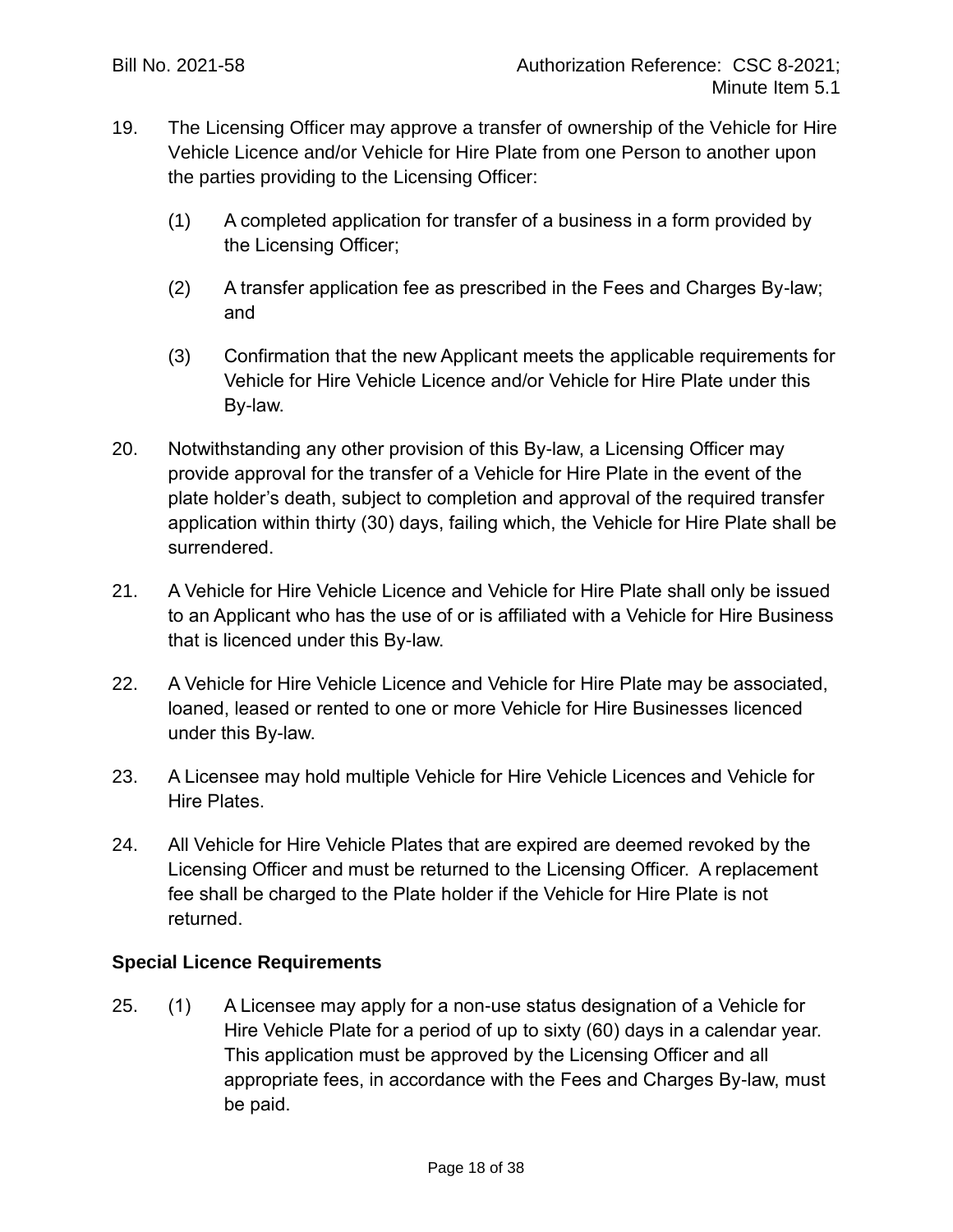19. The Licensing Officer may approve a transfer of ownership of the Vehicle for Hire Vehicle Licence and/or Vehicle for Hire Plate from one Person to another upon the parties providing to the Licensing Officer:

    (1) A completed application for transfer of a business in a form provided by the Licensing Officer;

    (2) A transfer application fee as prescribed in the Fees and Charges By-law; and

    (3) Confirmation that the new Applicant meets the applicable requirements for Vehicle for Hire Vehicle Licence and/or Vehicle for Hire Plate under this By-law.

20. Notwithstanding any other provision of this By-law, a Licensing Officer may provide approval for the transfer of a Vehicle for Hire Plate in the event of the plate holder's death, subject to completion and approval of the required transfer application within thirty (30) days, failing which, the Vehicle for Hire Plate shall be surrendered.

21. A Vehicle for Hire Vehicle Licence and Vehicle for Hire Plate shall only be issued to an Applicant who has the use of or is affiliated with a Vehicle for Hire Business that is licenced under this By-law.

22. A Vehicle for Hire Vehicle Licence and Vehicle for Hire Plate may be associated, loaned, leased or rented to one or more Vehicle for Hire Businesses licenced under this By-law.

23. A Licensee may hold multiple Vehicle for Hire Vehicle Licences and Vehicle for Hire Plates.

24. All Vehicle for Hire Vehicle Plates that are expired are deemed revoked by the Licensing Officer and must be returned to the Licensing Officer. A replacement fee shall be charged to the Plate holder if the Vehicle for Hire Plate is not returned.

**Special Licence Requirements**

25. (1) A Licensee may apply for a non-use status designation of a Vehicle for Hire Vehicle Plate for a period of up to sixty (60) days in a calendar year. This application must be approved by the Licensing Officer and all appropriate fees, in accordance with the Fees and Charges By-law, must be paid.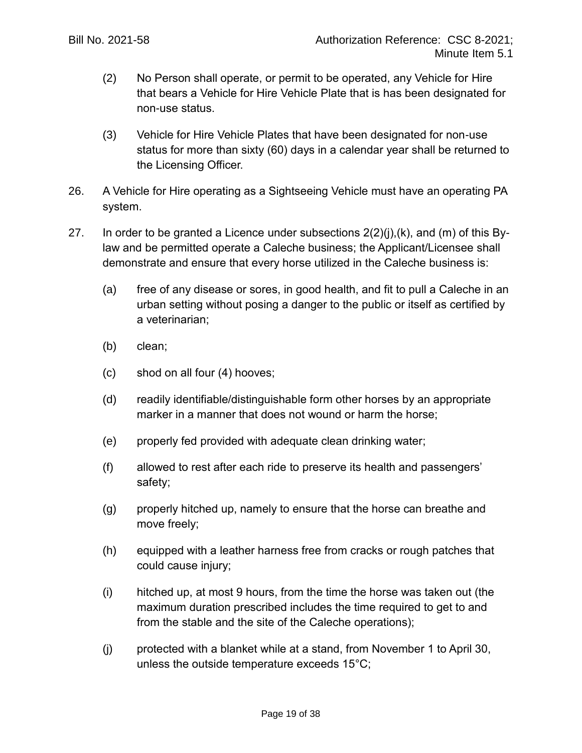(2) No Person shall operate, or permit to be operated, any Vehicle for Hire that bears a Vehicle for Hire Vehicle Plate that is has been designated for non-use status.

(3) Vehicle for Hire Vehicle Plates that have been designated for non-use status for more than sixty (60) days in a calendar year shall be returned to the Licensing Officer.

26. A Vehicle for Hire operating as a Sightseeing Vehicle must have an operating PA system.

27. In order to be granted a Licence under subsections 2(2)(j),(k), and (m) of this By-law and be permitted operate a Caleche business; the Applicant/Licensee shall demonstrate and ensure that every horse utilized in the Caleche business is:

(a) free of any disease or sores, in good health, and fit to pull a Caleche in an urban setting without posing a danger to the public or itself as certified by a veterinarian;

(b) clean;

(c) shod on all four (4) hooves;

(d) readily identifiable/distinguishable form other horses by an appropriate marker in a manner that does not wound or harm the horse;

(e) properly fed provided with adequate clean drinking water;

(f) allowed to rest after each ride to preserve its health and passengers' safety;

(g) properly hitched up, namely to ensure that the horse can breathe and move freely;

(h) equipped with a leather harness free from cracks or rough patches that could cause injury;

(i) hitched up, at most 9 hours, from the time the horse was taken out (the maximum duration prescribed includes the time required to get to and from the stable and the site of the Caleche operations);

(j) protected with a blanket while at a stand, from November 1 to April 30, unless the outside temperature exceeds 15°C;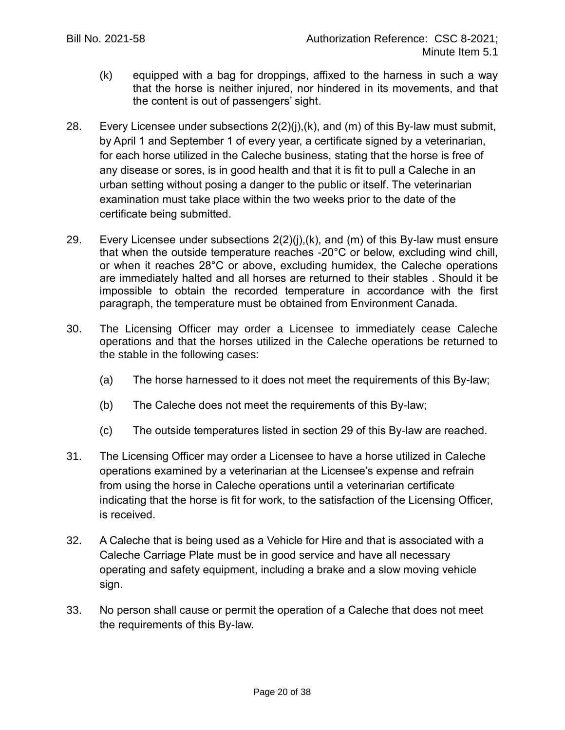(k) equipped with a bag for droppings, affixed to the harness in such a way that the horse is neither injured, nor hindered in its movements, and that the content is out of passengers' sight.

28. Every Licensee under subsections 2(2)(j),(k), and (m) of this By-law must submit, by April 1 and September 1 of every year, a certificate signed by a veterinarian, for each horse utilized in the Caleche business, stating that the horse is free of any disease or sores, is in good health and that it is fit to pull a Caleche in an urban setting without posing a danger to the public or itself. The veterinarian examination must take place within the two weeks prior to the date of the certificate being submitted.

29. Every Licensee under subsections 2(2)(j),(k), and (m) of this By-law must ensure that when the outside temperature reaches -20°C or below, excluding wind chill, or when it reaches 28°C or above, excluding humidex, the Caleche operations are immediately halted and all horses are returned to their stables . Should it be impossible to obtain the recorded temperature in accordance with the first paragraph, the temperature must be obtained from Environment Canada.

30. The Licensing Officer may order a Licensee to immediately cease Caleche operations and that the horses utilized in the Caleche operations be returned to the stable in the following cases:

    (a) The horse harnessed to it does not meet the requirements of this By-law;

    (b) The Caleche does not meet the requirements of this By-law;

    (c) The outside temperatures listed in section 29 of this By-law are reached.

31. The Licensing Officer may order a Licensee to have a horse utilized in Caleche operations examined by a veterinarian at the Licensee's expense and refrain from using the horse in Caleche operations until a veterinarian certificate indicating that the horse is fit for work, to the satisfaction of the Licensing Officer, is received.

32. A Caleche that is being used as a Vehicle for Hire and that is associated with a Caleche Carriage Plate must be in good service and have all necessary operating and safety equipment, including a brake and a slow moving vehicle sign.

33. No person shall cause or permit the operation of a Caleche that does not meet the requirements of this By-law.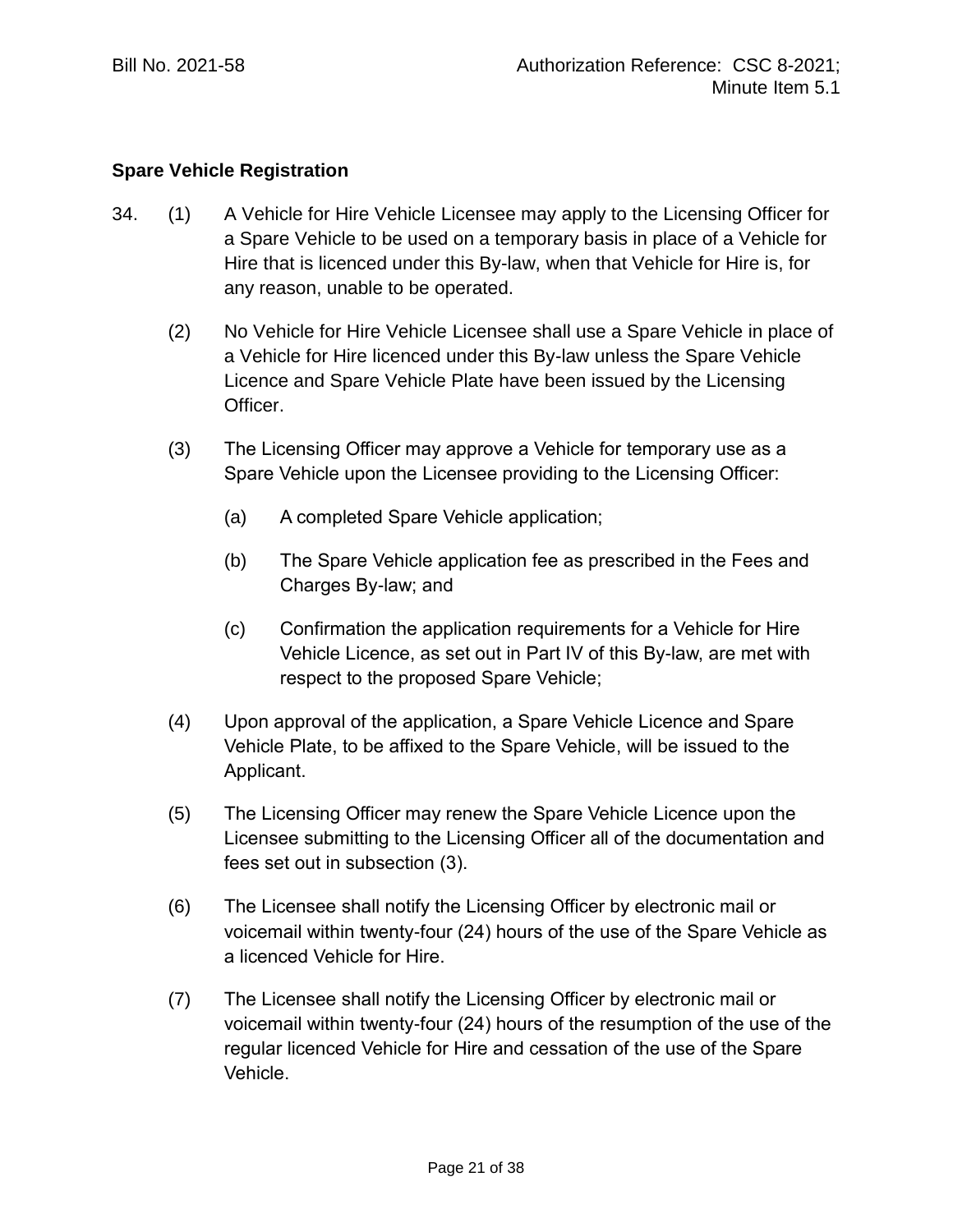### Spare Vehicle Registration

34. (1) A Vehicle for Hire Vehicle Licensee may apply to the Licensing Officer for a Spare Vehicle to be used on a temporary basis in place of a Vehicle for Hire that is licenced under this By-law, when that Vehicle for Hire is, for any reason, unable to be operated.

    (2) No Vehicle for Hire Vehicle Licensee shall use a Spare Vehicle in place of a Vehicle for Hire licenced under this By-law unless the Spare Vehicle Licence and Spare Vehicle Plate have been issued by the Licensing Officer.

    (3) The Licensing Officer may approve a Vehicle for temporary use as a Spare Vehicle upon the Licensee providing to the Licensing Officer:

    (a) A completed Spare Vehicle application;

    (b) The Spare Vehicle application fee as prescribed in the Fees and Charges By-law; and

    (c) Confirmation the application requirements for a Vehicle for Hire Vehicle Licence, as set out in Part IV of this By-law, are met with respect to the proposed Spare Vehicle;

    (4) Upon approval of the application, a Spare Vehicle Licence and Spare Vehicle Plate, to be affixed to the Spare Vehicle, will be issued to the Applicant.

    (5) The Licensing Officer may renew the Spare Vehicle Licence upon the Licensee submitting to the Licensing Officer all of the documentation and fees set out in subsection (3).

    (6) The Licensee shall notify the Licensing Officer by electronic mail or voicemail within twenty-four (24) hours of the use of the Spare Vehicle as a licenced Vehicle for Hire.

    (7) The Licensee shall notify the Licensing Officer by electronic mail or voicemail within twenty-four (24) hours of the resumption of the use of the regular licenced Vehicle for Hire and cessation of the use of the Spare Vehicle.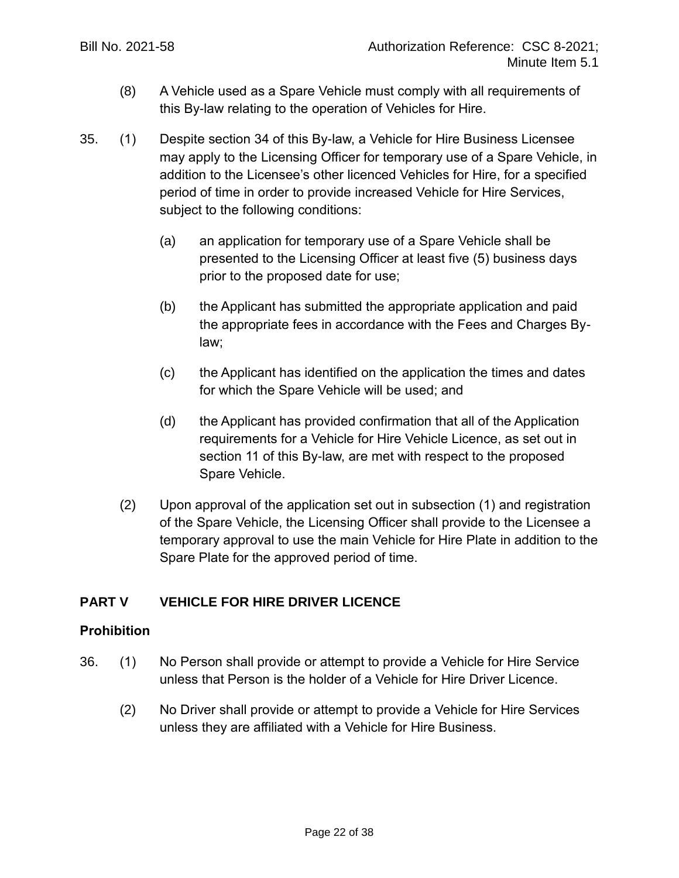(8) A Vehicle used as a Spare Vehicle must comply with all requirements of this By-law relating to the operation of Vehicles for Hire.

35. (1) Despite section 34 of this By-law, a Vehicle for Hire Business Licensee may apply to the Licensing Officer for temporary use of a Spare Vehicle, in addition to the Licensee's other licenced Vehicles for Hire, for a specified period of time in order to provide increased Vehicle for Hire Services, subject to the following conditions:

(a) an application for temporary use of a Spare Vehicle shall be presented to the Licensing Officer at least five (5) business days prior to the proposed date for use;

(b) the Applicant has submitted the appropriate application and paid the appropriate fees in accordance with the Fees and Charges By-law;

(c) the Applicant has identified on the application the times and dates for which the Spare Vehicle will be used; and

(d) the Applicant has provided confirmation that all of the Application requirements for a Vehicle for Hire Vehicle Licence, as set out in section 11 of this By-law, are met with respect to the proposed Spare Vehicle.

(2) Upon approval of the application set out in subsection (1) and registration of the Spare Vehicle, the Licensing Officer shall provide to the Licensee a temporary approval to use the main Vehicle for Hire Plate in addition to the Spare Plate for the approved period of time.

## PART V VEHICLE FOR HIRE DRIVER LICENCE

### Prohibition

36. (1) No Person shall provide or attempt to provide a Vehicle for Hire Service unless that Person is the holder of a Vehicle for Hire Driver Licence.

(2) No Driver shall provide or attempt to provide a Vehicle for Hire Services unless they are affiliated with a Vehicle for Hire Business.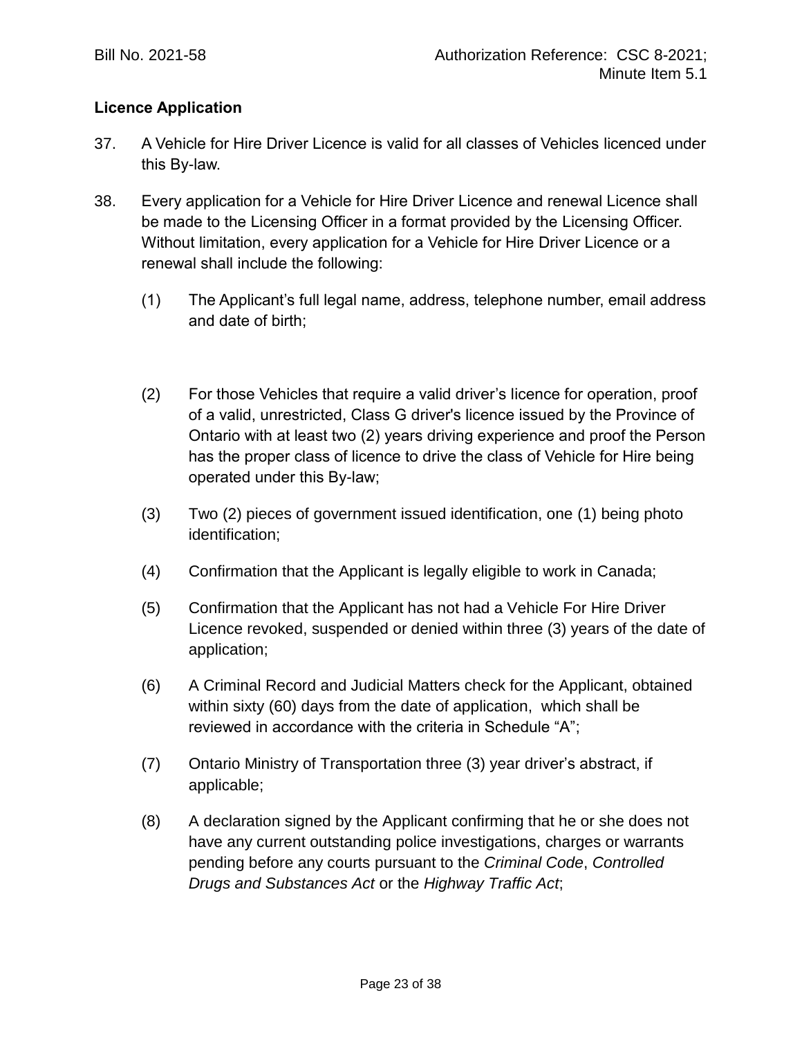Bill No. 2021-58 Authorization Reference: CSC 8-2021; Minute Item 5.1

**Licence Application**

37. A Vehicle for Hire Driver Licence is valid for all classes of Vehicles licenced under this By-law.

38. Every application for a Vehicle for Hire Driver Licence and renewal Licence shall be made to the Licensing Officer in a format provided by the Licensing Officer. Without limitation, every application for a Vehicle for Hire Driver Licence or a renewal shall include the following:

    (1) The Applicant's full legal name, address, telephone number, email address and date of birth;

    (2) For those Vehicles that require a valid driver's licence for operation, proof of a valid, unrestricted, Class G driver's licence issued by the Province of Ontario with at least two (2) years driving experience and proof the Person has the proper class of licence to drive the class of Vehicle for Hire being operated under this By-law;

    (3) Two (2) pieces of government issued identification, one (1) being photo identification;

    (4) Confirmation that the Applicant is legally eligible to work in Canada;

    (5) Confirmation that the Applicant has not had a Vehicle For Hire Driver Licence revoked, suspended or denied within three (3) years of the date of application;

    (6) A Criminal Record and Judicial Matters check for the Applicant, obtained within sixty (60) days from the date of application, which shall be reviewed in accordance with the criteria in Schedule "A";

    (7) Ontario Ministry of Transportation three (3) year driver's abstract, if applicable;

    (8) A declaration signed by the Applicant confirming that he or she does not have any current outstanding police investigations, charges or warrants pending before any courts pursuant to the *Criminal Code*, *Controlled Drugs and Substances Act* or the *Highway Traffic Act*;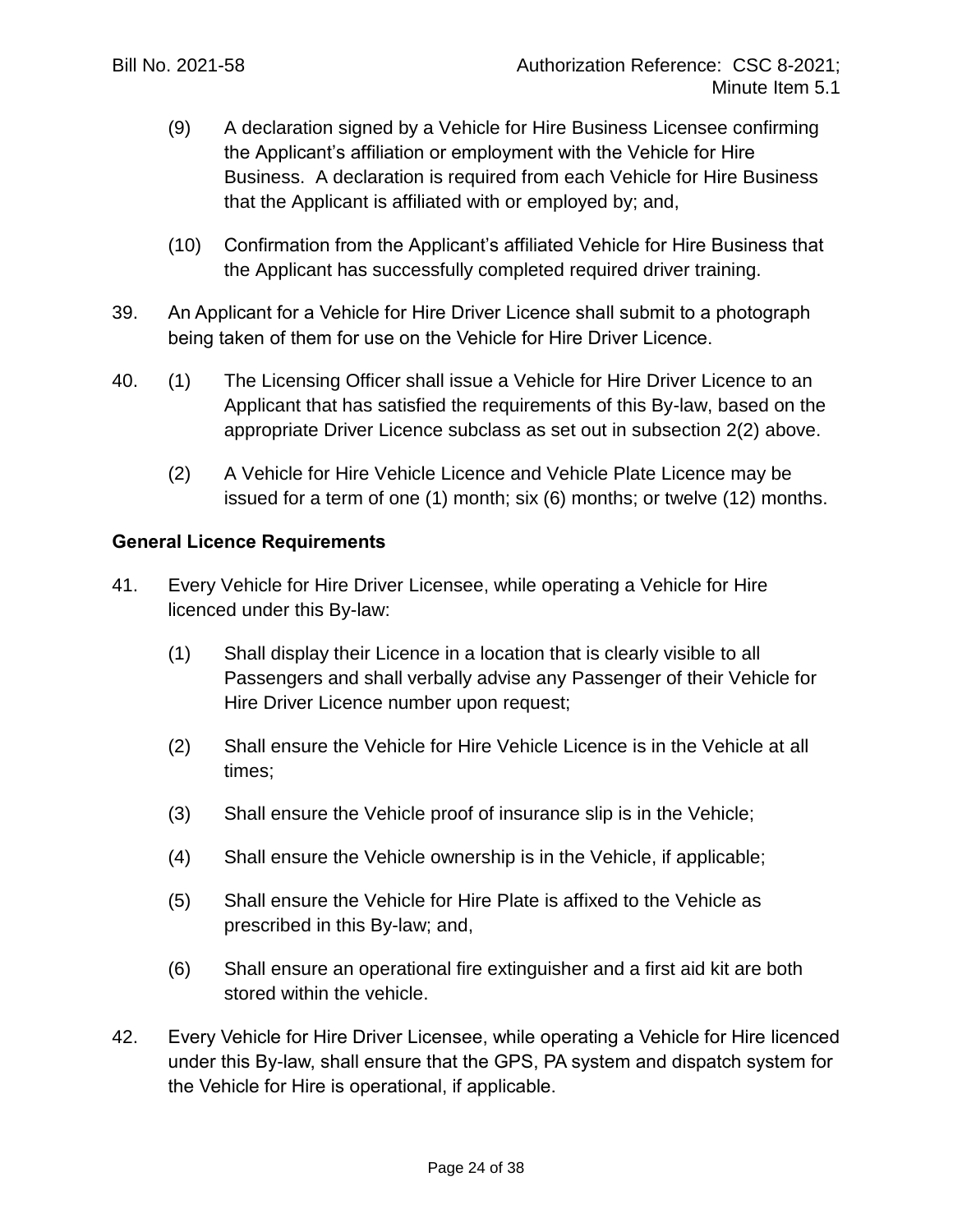(9) A declaration signed by a Vehicle for Hire Business Licensee confirming the Applicant's affiliation or employment with the Vehicle for Hire Business. A declaration is required from each Vehicle for Hire Business that the Applicant is affiliated with or employed by; and,

(10) Confirmation from the Applicant's affiliated Vehicle for Hire Business that the Applicant has successfully completed required driver training.

39. An Applicant for a Vehicle for Hire Driver Licence shall submit to a photograph being taken of them for use on the Vehicle for Hire Driver Licence.

40. (1) The Licensing Officer shall issue a Vehicle for Hire Driver Licence to an Applicant that has satisfied the requirements of this By-law, based on the appropriate Driver Licence subclass as set out in subsection 2(2) above.

(2) A Vehicle for Hire Vehicle Licence and Vehicle Plate Licence may be issued for a term of one (1) month; six (6) months; or twelve (12) months.

**General Licence Requirements**

41. Every Vehicle for Hire Driver Licensee, while operating a Vehicle for Hire licenced under this By-law:

(1) Shall display their Licence in a location that is clearly visible to all Passengers and shall verbally advise any Passenger of their Vehicle for Hire Driver Licence number upon request;

(2) Shall ensure the Vehicle for Hire Vehicle Licence is in the Vehicle at all times;

(3) Shall ensure the Vehicle proof of insurance slip is in the Vehicle;

(4) Shall ensure the Vehicle ownership is in the Vehicle, if applicable;

(5) Shall ensure the Vehicle for Hire Plate is affixed to the Vehicle as prescribed in this By-law; and,

(6) Shall ensure an operational fire extinguisher and a first aid kit are both stored within the vehicle.

42. Every Vehicle for Hire Driver Licensee, while operating a Vehicle for Hire licenced under this By-law, shall ensure that the GPS, PA system and dispatch system for the Vehicle for Hire is operational, if applicable.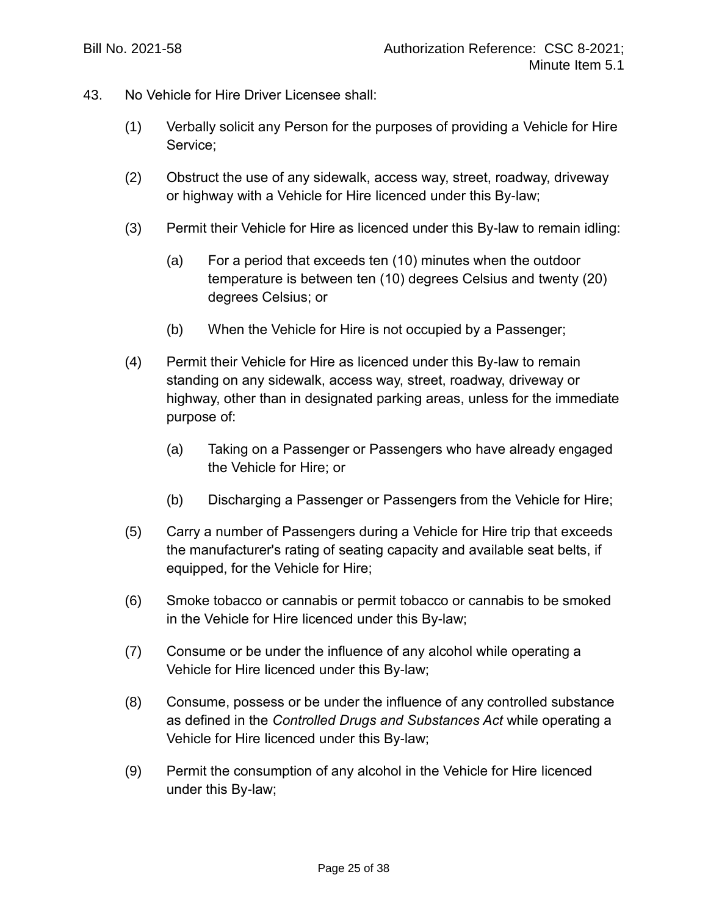43. No Vehicle for Hire Driver Licensee shall:

    (1) Verbally solicit any Person for the purposes of providing a Vehicle for Hire Service;

    (2) Obstruct the use of any sidewalk, access way, street, roadway, driveway or highway with a Vehicle for Hire licenced under this By-law;

    (3) Permit their Vehicle for Hire as licenced under this By-law to remain idling:

        (a) For a period that exceeds ten (10) minutes when the outdoor temperature is between ten (10) degrees Celsius and twenty (20) degrees Celsius; or

        (b) When the Vehicle for Hire is not occupied by a Passenger;

    (4) Permit their Vehicle for Hire as licenced under this By-law to remain standing on any sidewalk, access way, street, roadway, driveway or highway, other than in designated parking areas, unless for the immediate purpose of:

        (a) Taking on a Passenger or Passengers who have already engaged the Vehicle for Hire; or

        (b) Discharging a Passenger or Passengers from the Vehicle for Hire;

    (5) Carry a number of Passengers during a Vehicle for Hire trip that exceeds the manufacturer's rating of seating capacity and available seat belts, if equipped, for the Vehicle for Hire;

    (6) Smoke tobacco or cannabis or permit tobacco or cannabis to be smoked in the Vehicle for Hire licenced under this By-law;

    (7) Consume or be under the influence of any alcohol while operating a Vehicle for Hire licenced under this By-law;

    (8) Consume, possess or be under the influence of any controlled substance as defined in the *Controlled Drugs and Substances Act* while operating a Vehicle for Hire licenced under this By-law;

    (9) Permit the consumption of any alcohol in the Vehicle for Hire licenced under this By-law;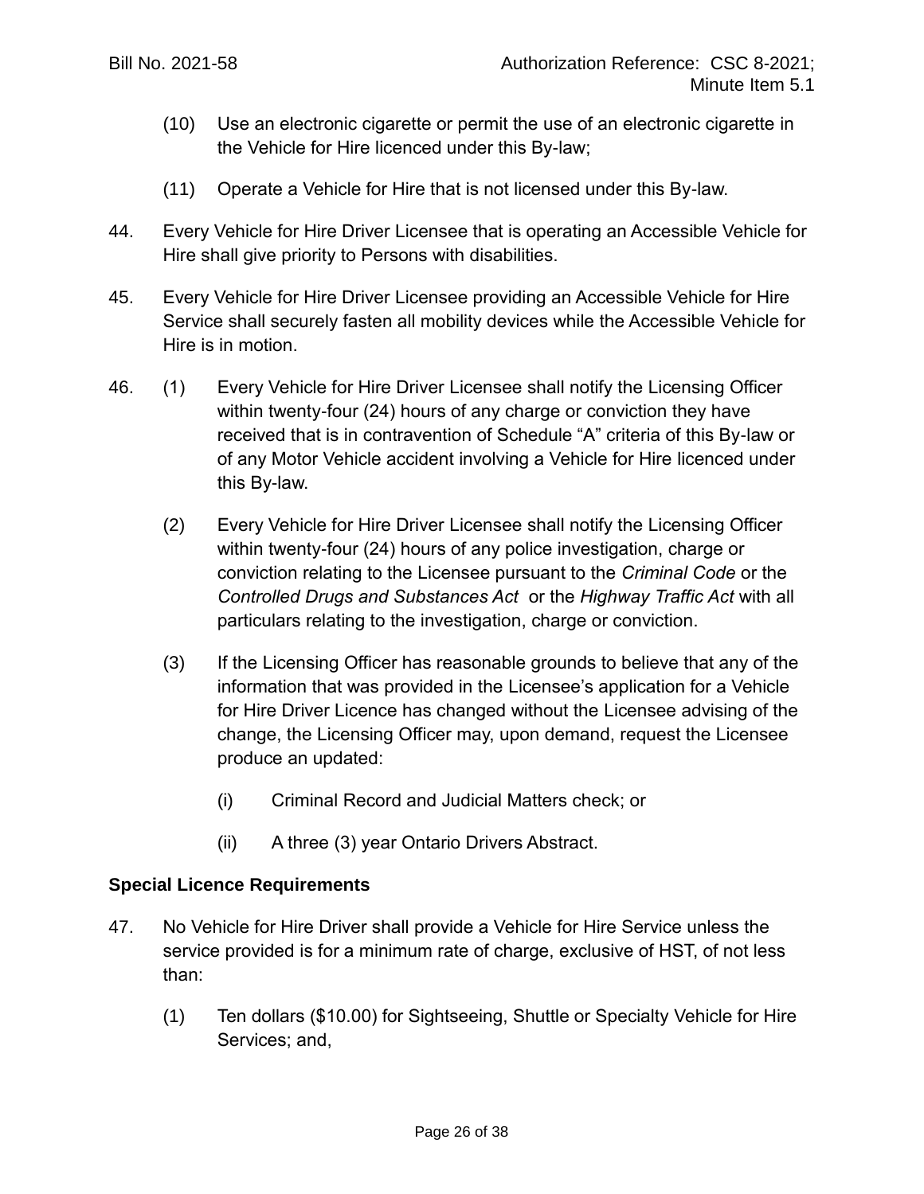(10) Use an electronic cigarette or permit the use of an electronic cigarette in the Vehicle for Hire licenced under this By-law;

(11) Operate a Vehicle for Hire that is not licensed under this By-law.

44. Every Vehicle for Hire Driver Licensee that is operating an Accessible Vehicle for Hire shall give priority to Persons with disabilities.

45. Every Vehicle for Hire Driver Licensee providing an Accessible Vehicle for Hire Service shall securely fasten all mobility devices while the Accessible Vehicle for Hire is in motion.

46. (1) Every Vehicle for Hire Driver Licensee shall notify the Licensing Officer within twenty-four (24) hours of any charge or conviction they have received that is in contravention of Schedule "A" criteria of this By-law or of any Motor Vehicle accident involving a Vehicle for Hire licenced under this By-law.

(2) Every Vehicle for Hire Driver Licensee shall notify the Licensing Officer within twenty-four (24) hours of any police investigation, charge or conviction relating to the Licensee pursuant to the *Criminal Code* or the *Controlled Drugs and Substances Act* or the *Highway Traffic Act* with all particulars relating to the investigation, charge or conviction.

(3) If the Licensing Officer has reasonable grounds to believe that any of the information that was provided in the Licensee's application for a Vehicle for Hire Driver Licence has changed without the Licensee advising of the change, the Licensing Officer may, upon demand, request the Licensee produce an updated:

(i) Criminal Record and Judicial Matters check; or

(ii) A three (3) year Ontario Drivers Abstract.

**Special Licence Requirements**

47. No Vehicle for Hire Driver shall provide a Vehicle for Hire Service unless the service provided is for a minimum rate of charge, exclusive of HST, of not less than:

(1) Ten dollars ($10.00) for Sightseeing, Shuttle or Specialty Vehicle for Hire Services; and,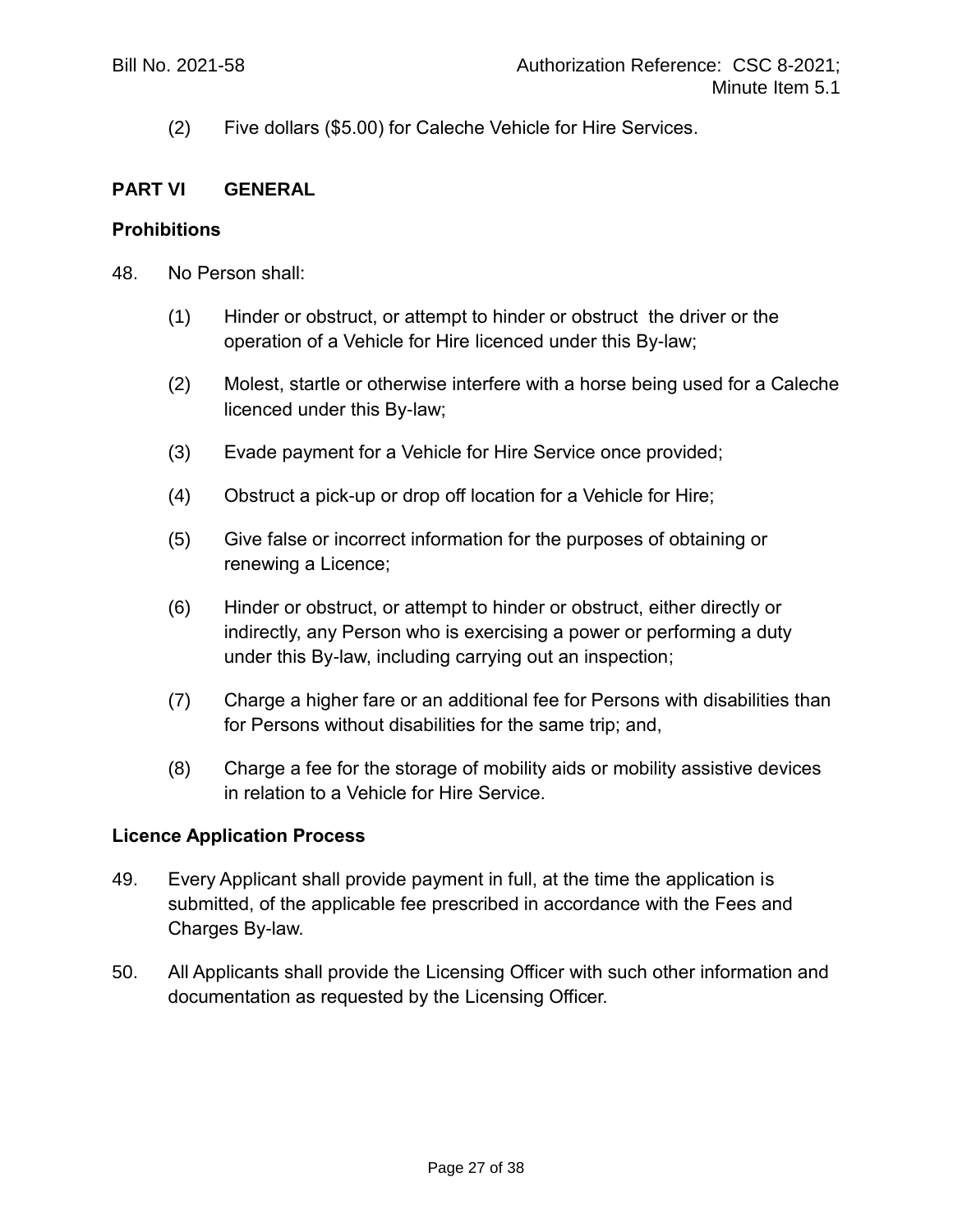(2) Five dollars ($5.00) for Caleche Vehicle for Hire Services.

## PART VI GENERAL

### Prohibitions

48. No Person shall:

    (1) Hinder or obstruct, or attempt to hinder or obstruct the driver or the operation of a Vehicle for Hire licenced under this By-law;

    (2) Molest, startle or otherwise interfere with a horse being used for a Caleche licenced under this By-law;

    (3) Evade payment for a Vehicle for Hire Service once provided;

    (4) Obstruct a pick-up or drop off location for a Vehicle for Hire;

    (5) Give false or incorrect information for the purposes of obtaining or renewing a Licence;

    (6) Hinder or obstruct, or attempt to hinder or obstruct, either directly or indirectly, any Person who is exercising a power or performing a duty under this By-law, including carrying out an inspection;

    (7) Charge a higher fare or an additional fee for Persons with disabilities than for Persons without disabilities for the same trip; and,

    (8) Charge a fee for the storage of mobility aids or mobility assistive devices in relation to a Vehicle for Hire Service.

### Licence Application Process

49. Every Applicant shall provide payment in full, at the time the application is submitted, of the applicable fee prescribed in accordance with the Fees and Charges By-law.

50. All Applicants shall provide the Licensing Officer with such other information and documentation as requested by the Licensing Officer.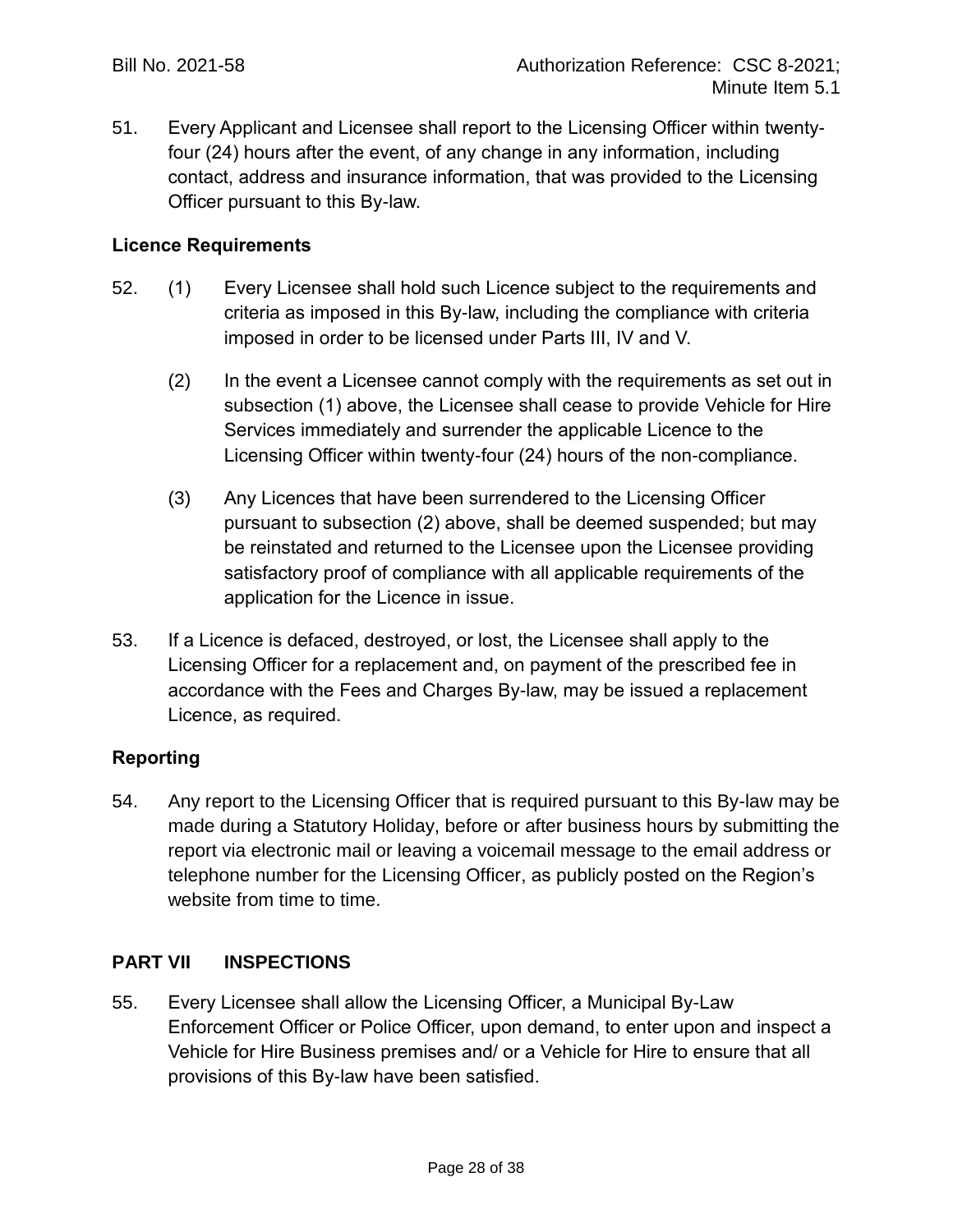51. Every Applicant and Licensee shall report to the Licensing Officer within twenty-four (24) hours after the event, of any change in any information, including contact, address and insurance information, that was provided to the Licensing Officer pursuant to this By-law.

**Licence Requirements**

52. (1) Every Licensee shall hold such Licence subject to the requirements and criteria as imposed in this By-law, including the compliance with criteria imposed in order to be licensed under Parts III, IV and V.

    (2) In the event a Licensee cannot comply with the requirements as set out in subsection (1) above, the Licensee shall cease to provide Vehicle for Hire Services immediately and surrender the applicable Licence to the Licensing Officer within twenty-four (24) hours of the non-compliance.

    (3) Any Licences that have been surrendered to the Licensing Officer pursuant to subsection (2) above, shall be deemed suspended; but may be reinstated and returned to the Licensee upon the Licensee providing satisfactory proof of compliance with all applicable requirements of the application for the Licence in issue.

53. If a Licence is defaced, destroyed, or lost, the Licensee shall apply to the Licensing Officer for a replacement and, on payment of the prescribed fee in accordance with the Fees and Charges By-law, may be issued a replacement Licence, as required.

**Reporting**

54. Any report to the Licensing Officer that is required pursuant to this By-law may be made during a Statutory Holiday, before or after business hours by submitting the report via electronic mail or leaving a voicemail message to the email address or telephone number for the Licensing Officer, as publicly posted on the Region's website from time to time.

## PART VII INSPECTIONS

55. Every Licensee shall allow the Licensing Officer, a Municipal By-Law Enforcement Officer or Police Officer, upon demand, to enter upon and inspect a Vehicle for Hire Business premises and/ or a Vehicle for Hire to ensure that all provisions of this By-law have been satisfied.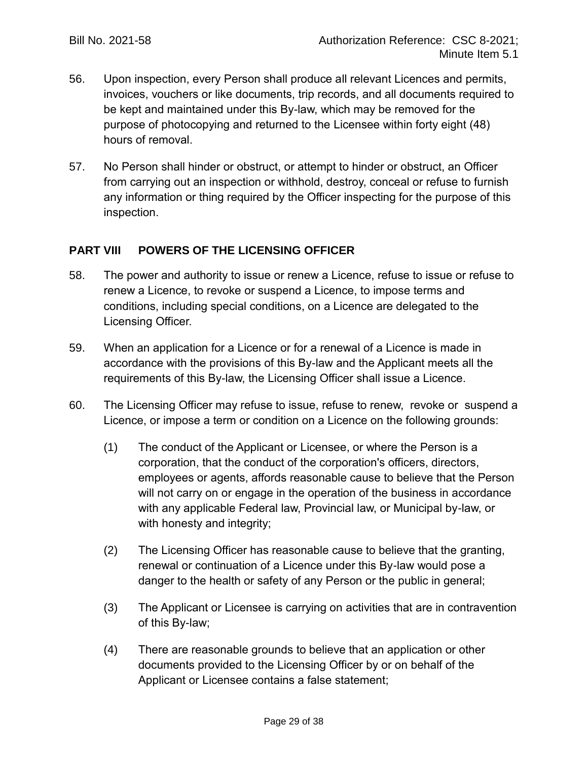56. Upon inspection, every Person shall produce all relevant Licences and permits, invoices, vouchers or like documents, trip records, and all documents required to be kept and maintained under this By-law, which may be removed for the purpose of photocopying and returned to the Licensee within forty eight (48) hours of removal.

57. No Person shall hinder or obstruct, or attempt to hinder or obstruct, an Officer from carrying out an inspection or withhold, destroy, conceal or refuse to furnish any information or thing required by the Officer inspecting for the purpose of this inspection.

## PART VIII POWERS OF THE LICENSING OFFICER

58. The power and authority to issue or renew a Licence, refuse to issue or refuse to renew a Licence, to revoke or suspend a Licence, to impose terms and conditions, including special conditions, on a Licence are delegated to the Licensing Officer.

59. When an application for a Licence or for a renewal of a Licence is made in accordance with the provisions of this By-law and the Applicant meets all the requirements of this By-law, the Licensing Officer shall issue a Licence.

60. The Licensing Officer may refuse to issue, refuse to renew, revoke or suspend a Licence, or impose a term or condition on a Licence on the following grounds:

    (1) The conduct of the Applicant or Licensee, or where the Person is a corporation, that the conduct of the corporation's officers, directors, employees or agents, affords reasonable cause to believe that the Person will not carry on or engage in the operation of the business in accordance with any applicable Federal law, Provincial law, or Municipal by-law, or with honesty and integrity;

    (2) The Licensing Officer has reasonable cause to believe that the granting, renewal or continuation of a Licence under this By-law would pose a danger to the health or safety of any Person or the public in general;

    (3) The Applicant or Licensee is carrying on activities that are in contravention of this By-law;

    (4) There are reasonable grounds to believe that an application or other documents provided to the Licensing Officer by or on behalf of the Applicant or Licensee contains a false statement;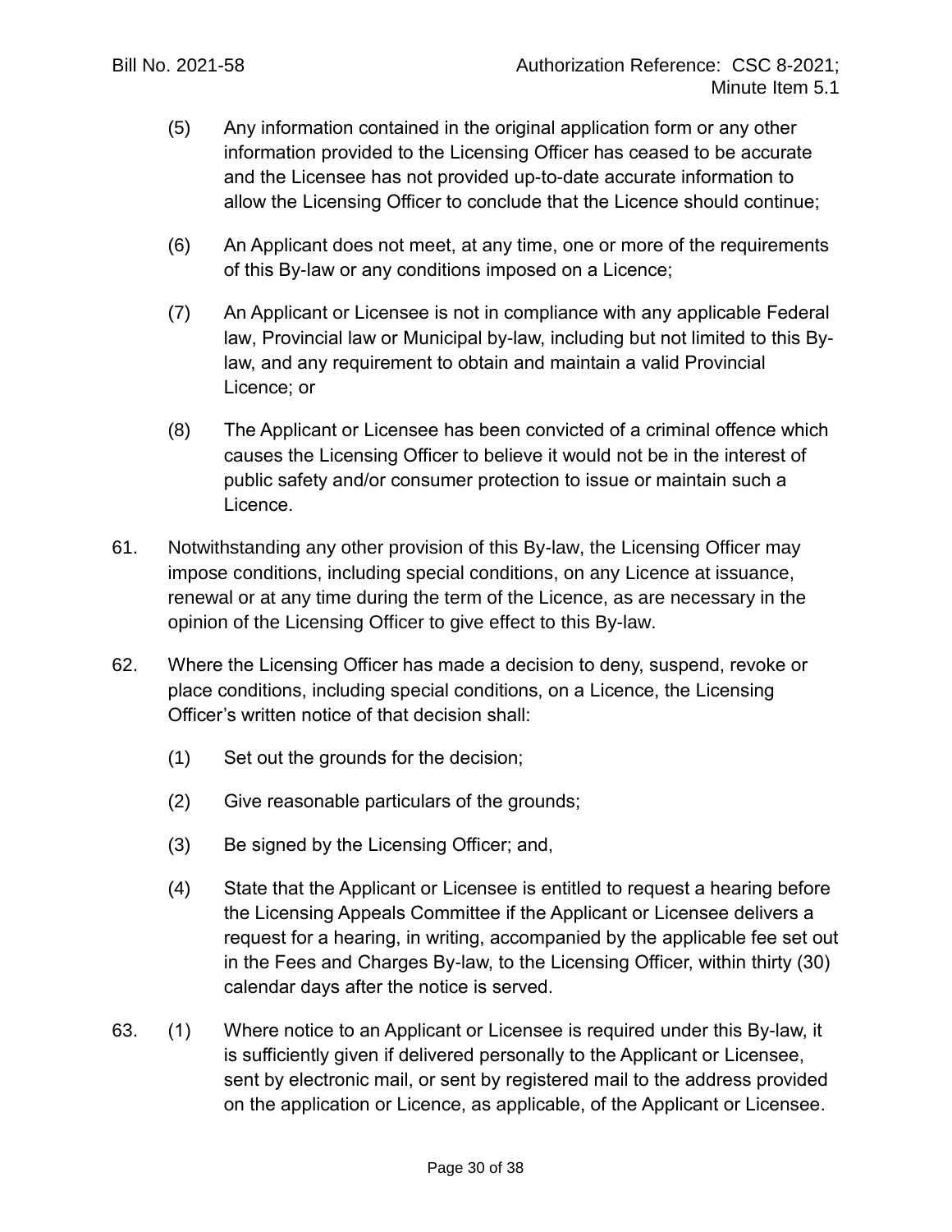(5) Any information contained in the original application form or any other information provided to the Licensing Officer has ceased to be accurate and the Licensee has not provided up-to-date accurate information to allow the Licensing Officer to conclude that the Licence should continue;

(6) An Applicant does not meet, at any time, one or more of the requirements of this By-law or any conditions imposed on a Licence;

(7) An Applicant or Licensee is not in compliance with any applicable Federal law, Provincial law or Municipal by-law, including but not limited to this By-law, and any requirement to obtain and maintain a valid Provincial Licence; or

(8) The Applicant or Licensee has been convicted of a criminal offence which causes the Licensing Officer to believe it would not be in the interest of public safety and/or consumer protection to issue or maintain such a Licence.

61. Notwithstanding any other provision of this By-law, the Licensing Officer may impose conditions, including special conditions, on any Licence at issuance, renewal or at any time during the term of the Licence, as are necessary in the opinion of the Licensing Officer to give effect to this By-law.

62. Where the Licensing Officer has made a decision to deny, suspend, revoke or place conditions, including special conditions, on a Licence, the Licensing Officer's written notice of that decision shall:

(1) Set out the grounds for the decision;

(2) Give reasonable particulars of the grounds;

(3) Be signed by the Licensing Officer; and,

(4) State that the Applicant or Licensee is entitled to request a hearing before the Licensing Appeals Committee if the Applicant or Licensee delivers a request for a hearing, in writing, accompanied by the applicable fee set out in the Fees and Charges By-law, to the Licensing Officer, within thirty (30) calendar days after the notice is served.

63. (1) Where notice to an Applicant or Licensee is required under this By-law, it is sufficiently given if delivered personally to the Applicant or Licensee, sent by electronic mail, or sent by registered mail to the address provided on the application or Licence, as applicable, of the Applicant or Licensee.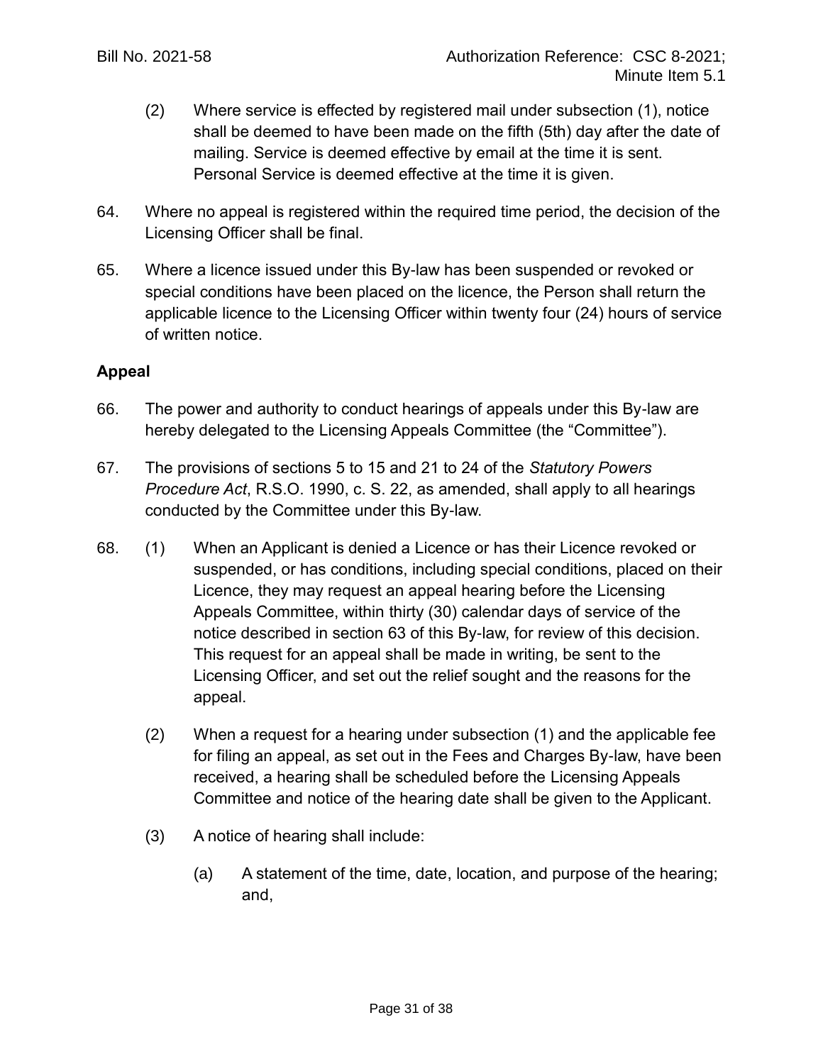(2) Where service is effected by registered mail under subsection (1), notice shall be deemed to have been made on the fifth (5th) day after the date of mailing. Service is deemed effective by email at the time it is sent. Personal Service is deemed effective at the time it is given.

64. Where no appeal is registered within the required time period, the decision of the Licensing Officer shall be final.

65. Where a licence issued under this By-law has been suspended or revoked or special conditions have been placed on the licence, the Person shall return the applicable licence to the Licensing Officer within twenty four (24) hours of service of written notice.

**Appeal**

66. The power and authority to conduct hearings of appeals under this By-law are hereby delegated to the Licensing Appeals Committee (the "Committee").

67. The provisions of sections 5 to 15 and 21 to 24 of the *Statutory Powers Procedure Act*, R.S.O. 1990, c. S. 22, as amended, shall apply to all hearings conducted by the Committee under this By-law.

68. (1) When an Applicant is denied a Licence or has their Licence revoked or suspended, or has conditions, including special conditions, placed on their Licence, they may request an appeal hearing before the Licensing Appeals Committee, within thirty (30) calendar days of service of the notice described in section 63 of this By-law, for review of this decision. This request for an appeal shall be made in writing, be sent to the Licensing Officer, and set out the relief sought and the reasons for the appeal.

(2) When a request for a hearing under subsection (1) and the applicable fee for filing an appeal, as set out in the Fees and Charges By-law, have been received, a hearing shall be scheduled before the Licensing Appeals Committee and notice of the hearing date shall be given to the Applicant.

(3) A notice of hearing shall include:

(a) A statement of the time, date, location, and purpose of the hearing; and,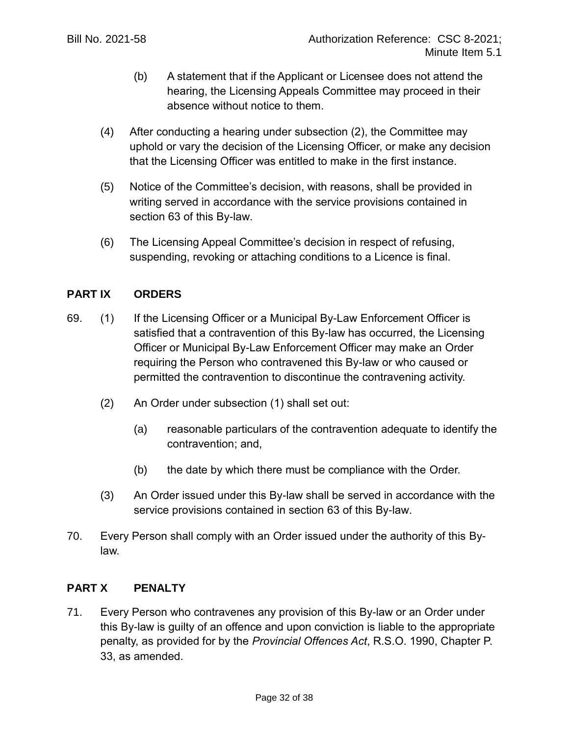(b) A statement that if the Applicant or Licensee does not attend the hearing, the Licensing Appeals Committee may proceed in their absence without notice to them.

(4) After conducting a hearing under subsection (2), the Committee may uphold or vary the decision of the Licensing Officer, or make any decision that the Licensing Officer was entitled to make in the first instance.

(5) Notice of the Committee's decision, with reasons, shall be provided in writing served in accordance with the service provisions contained in section 63 of this By-law.

(6) The Licensing Appeal Committee's decision in respect of refusing, suspending, revoking or attaching conditions to a Licence is final.

## PART IX ORDERS

69. (1) If the Licensing Officer or a Municipal By-Law Enforcement Officer is satisfied that a contravention of this By-law has occurred, the Licensing Officer or Municipal By-Law Enforcement Officer may make an Order requiring the Person who contravened this By-law or who caused or permitted the contravention to discontinue the contravening activity.

(2) An Order under subsection (1) shall set out:

(a) reasonable particulars of the contravention adequate to identify the contravention; and,

(b) the date by which there must be compliance with the Order.

(3) An Order issued under this By-law shall be served in accordance with the service provisions contained in section 63 of this By-law.

70. Every Person shall comply with an Order issued under the authority of this By-law.

## PART X PENALTY

71. Every Person who contravenes any provision of this By-law or an Order under this By-law is guilty of an offence and upon conviction is liable to the appropriate penalty, as provided for by the *Provincial Offences Act*, R.S.O. 1990, Chapter P. 33, as amended.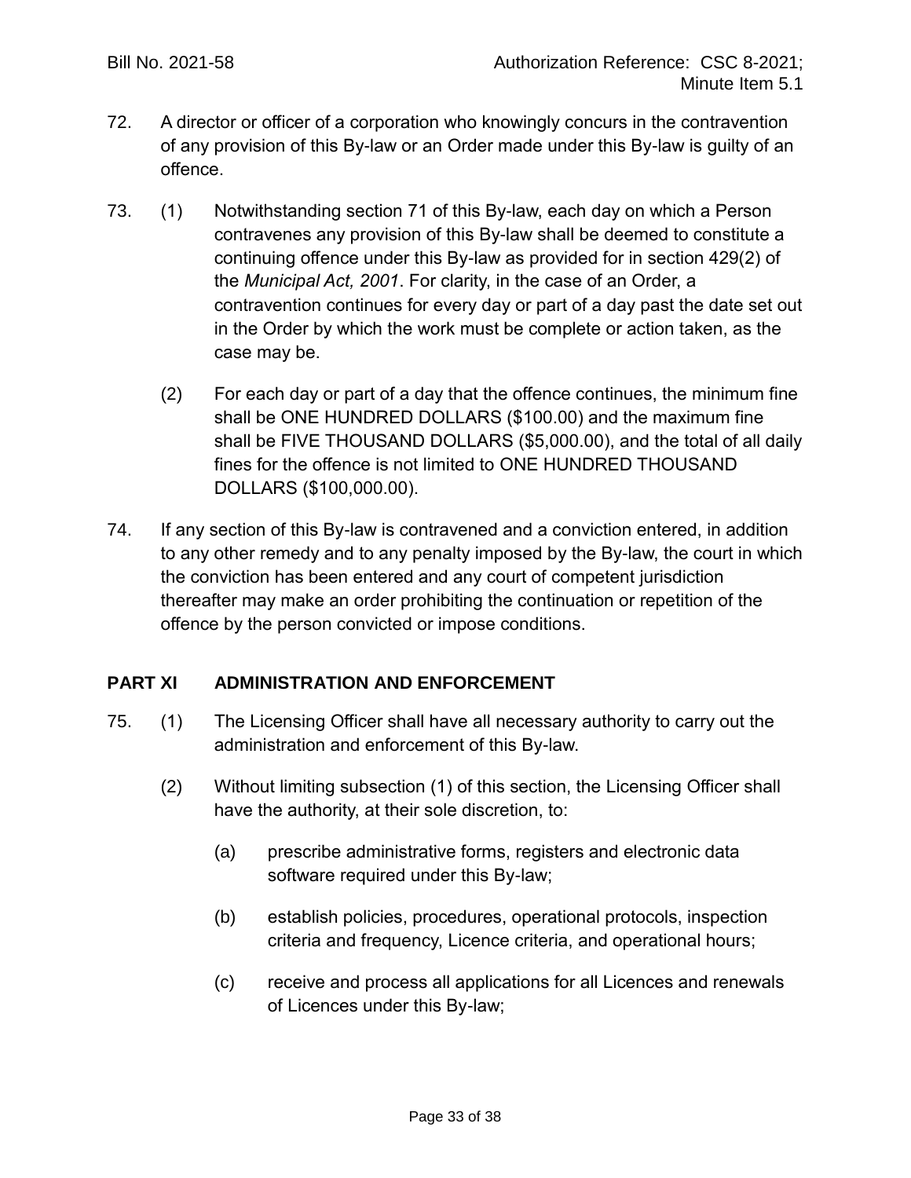72. A director or officer of a corporation who knowingly concurs in the contravention of any provision of this By-law or an Order made under this By-law is guilty of an offence.

73. (1) Notwithstanding section 71 of this By-law, each day on which a Person contravenes any provision of this By-law shall be deemed to constitute a continuing offence under this By-law as provided for in section 429(2) of the *Municipal Act, 2001*. For clarity, in the case of an Order, a contravention continues for every day or part of a day past the date set out in the Order by which the work must be complete or action taken, as the case may be.

(2) For each day or part of a day that the offence continues, the minimum fine shall be ONE HUNDRED DOLLARS ($100.00) and the maximum fine shall be FIVE THOUSAND DOLLARS ($5,000.00), and the total of all daily fines for the offence is not limited to ONE HUNDRED THOUSAND DOLLARS ($100,000.00).

74. If any section of this By-law is contravened and a conviction entered, in addition to any other remedy and to any penalty imposed by the By-law, the court in which the conviction has been entered and any court of competent jurisdiction thereafter may make an order prohibiting the continuation or repetition of the offence by the person convicted or impose conditions.

## PART XI ADMINISTRATION AND ENFORCEMENT

75. (1) The Licensing Officer shall have all necessary authority to carry out the administration and enforcement of this By-law.

(2) Without limiting subsection (1) of this section, the Licensing Officer shall have the authority, at their sole discretion, to:

(a) prescribe administrative forms, registers and electronic data software required under this By-law;

(b) establish policies, procedures, operational protocols, inspection criteria and frequency, Licence criteria, and operational hours;

(c) receive and process all applications for all Licences and renewals of Licences under this By-law;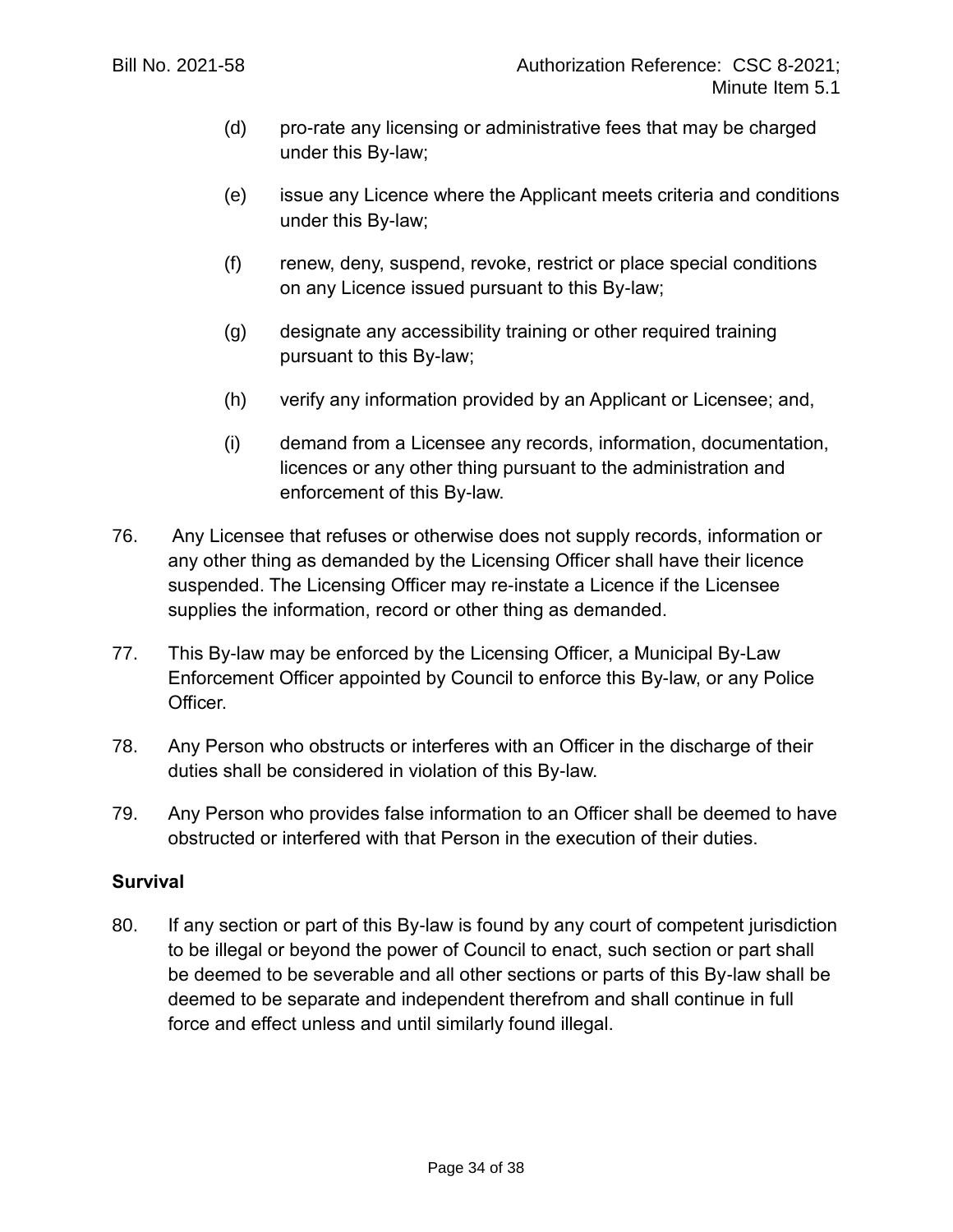(d) pro-rate any licensing or administrative fees that may be charged under this By-law;

(e) issue any Licence where the Applicant meets criteria and conditions under this By-law;

(f) renew, deny, suspend, revoke, restrict or place special conditions on any Licence issued pursuant to this By-law;

(g) designate any accessibility training or other required training pursuant to this By-law;

(h) verify any information provided by an Applicant or Licensee; and,

(i) demand from a Licensee any records, information, documentation, licences or any other thing pursuant to the administration and enforcement of this By-law.

76. Any Licensee that refuses or otherwise does not supply records, information or any other thing as demanded by the Licensing Officer shall have their licence suspended. The Licensing Officer may re-instate a Licence if the Licensee supplies the information, record or other thing as demanded.

77. This By-law may be enforced by the Licensing Officer, a Municipal By-Law Enforcement Officer appointed by Council to enforce this By-law, or any Police Officer.

78. Any Person who obstructs or interferes with an Officer in the discharge of their duties shall be considered in violation of this By-law.

79. Any Person who provides false information to an Officer shall be deemed to have obstructed or interfered with that Person in the execution of their duties.

**Survival**

80. If any section or part of this By-law is found by any court of competent jurisdiction to be illegal or beyond the power of Council to enact, such section or part shall be deemed to be severable and all other sections or parts of this By-law shall be deemed to be separate and independent therefrom and shall continue in full force and effect unless and until similarly found illegal.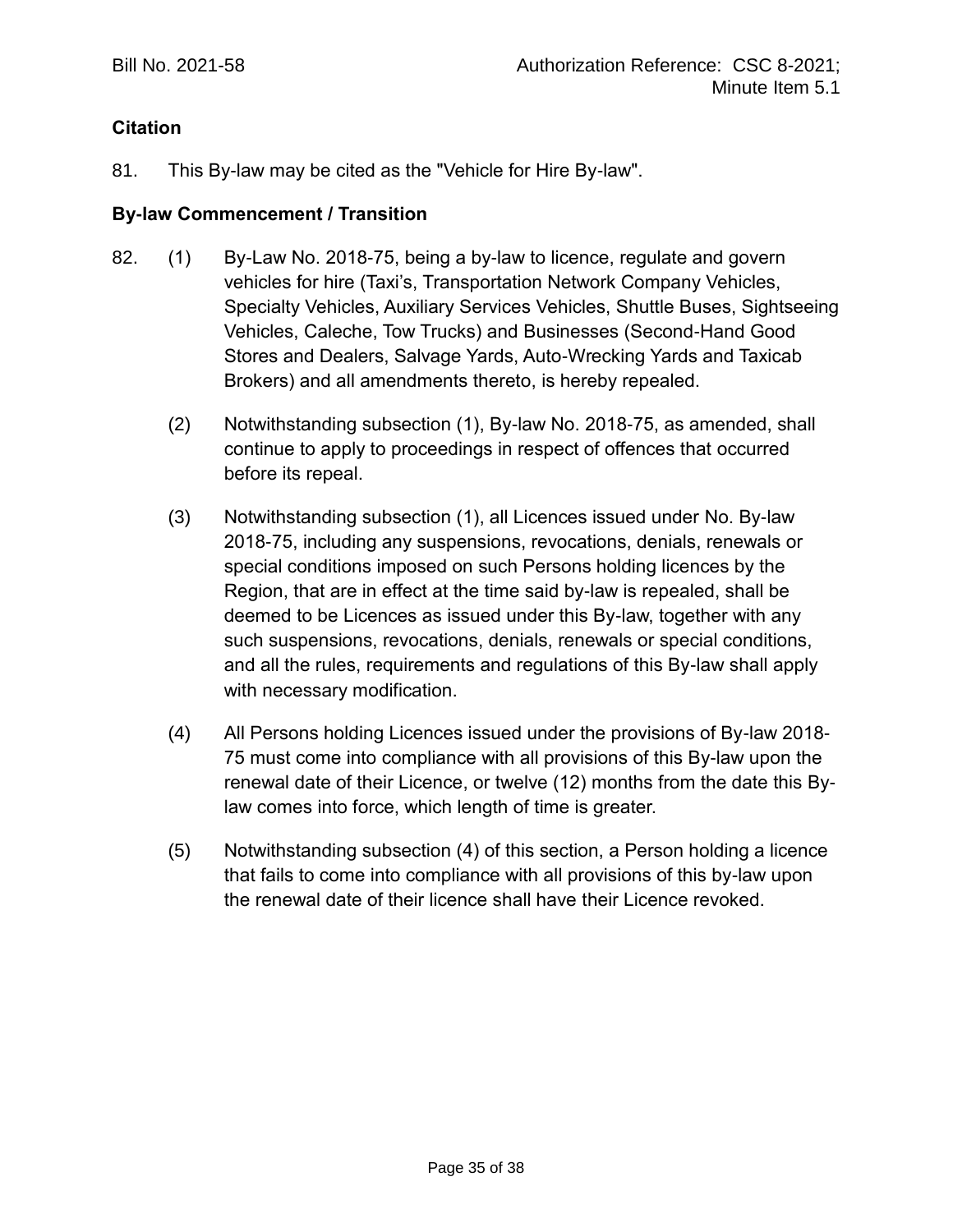Bill No. 2021-58 Authorization Reference: CSC 8-2021; Minute Item 5.1

**Citation**

81. This By-law may be cited as the "Vehicle for Hire By-law".

**By-law Commencement / Transition**

82. (1) By-Law No. 2018-75, being a by-law to licence, regulate and govern vehicles for hire (Taxi's, Transportation Network Company Vehicles, Specialty Vehicles, Auxiliary Services Vehicles, Shuttle Buses, Sightseeing Vehicles, Caleche, Tow Trucks) and Businesses (Second-Hand Good Stores and Dealers, Salvage Yards, Auto-Wrecking Yards and Taxicab Brokers) and all amendments thereto, is hereby repealed.

(2) Notwithstanding subsection (1), By-law No. 2018-75, as amended, shall continue to apply to proceedings in respect of offences that occurred before its repeal.

(3) Notwithstanding subsection (1), all Licences issued under No. By-law 2018-75, including any suspensions, revocations, denials, renewals or special conditions imposed on such Persons holding licences by the Region, that are in effect at the time said by-law is repealed, shall be deemed to be Licences as issued under this By-law, together with any such suspensions, revocations, denials, renewals or special conditions, and all the rules, requirements and regulations of this By-law shall apply with necessary modification.

(4) All Persons holding Licences issued under the provisions of By-law 2018-75 must come into compliance with all provisions of this By-law upon the renewal date of their Licence, or twelve (12) months from the date this By-law comes into force, which length of time is greater.

(5) Notwithstanding subsection (4) of this section, a Person holding a licence that fails to come into compliance with all provisions of this by-law upon the renewal date of their licence shall have their Licence revoked.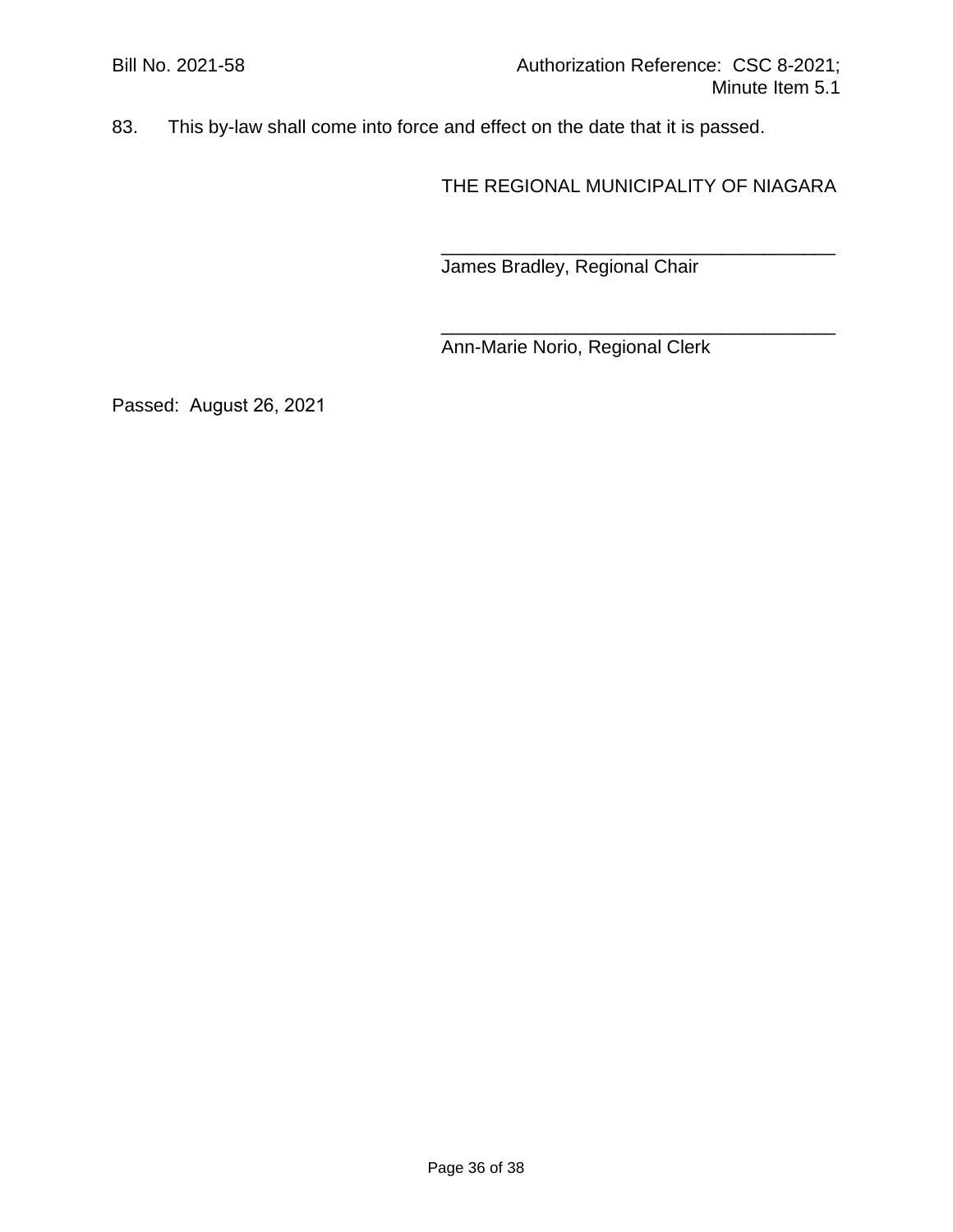83. This by-law shall come into force and effect on the date that it is passed.

THE REGIONAL MUNICIPALITY OF NIAGARA

\_\_\_\_\_\_\_\_\_\_\_\_\_\_\_\_\_\_\_\_\_\_\_\_\_\_\_\_\_\_\_\_\_\_\_\_\_\_\_\_

James Bradley, Regional Chair

\_\_\_\_\_\_\_\_\_\_\_\_\_\_\_\_\_\_\_\_\_\_\_\_\_\_\_\_\_\_\_\_\_\_\_\_\_\_\_\_

Ann-Marie Norio, Regional Clerk

Passed: August 26, 2021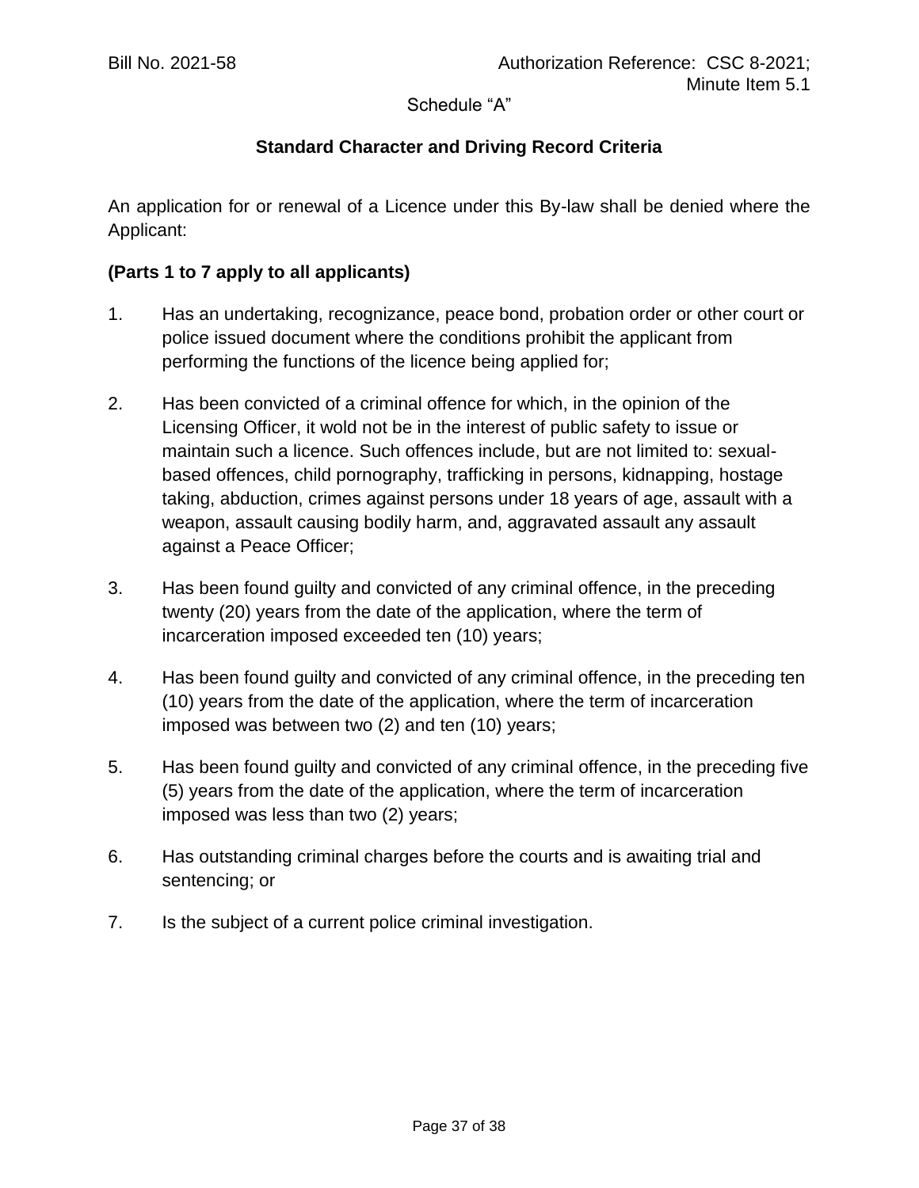Bill No. 2021-58

Authorization Reference: CSC 8-2021; Minute Item 5.1

Schedule "A"

### Standard Character and Driving Record Criteria

An application for or renewal of a Licence under this By-law shall be denied where the Applicant:

**(Parts 1 to 7 apply to all applicants)**

1. Has an undertaking, recognizance, peace bond, probation order or other court or police issued document where the conditions prohibit the applicant from performing the functions of the licence being applied for;

2. Has been convicted of a criminal offence for which, in the opinion of the Licensing Officer, it wold not be in the interest of public safety to issue or maintain such a licence. Such offences include, but are not limited to: sexual-based offences, child pornography, trafficking in persons, kidnapping, hostage taking, abduction, crimes against persons under 18 years of age, assault with a weapon, assault causing bodily harm, and, aggravated assault any assault against a Peace Officer;

3. Has been found guilty and convicted of any criminal offence, in the preceding twenty (20) years from the date of the application, where the term of incarceration imposed exceeded ten (10) years;

4. Has been found guilty and convicted of any criminal offence, in the preceding ten (10) years from the date of the application, where the term of incarceration imposed was between two (2) and ten (10) years;

5. Has been found guilty and convicted of any criminal offence, in the preceding five (5) years from the date of the application, where the term of incarceration imposed was less than two (2) years;

6. Has outstanding criminal charges before the courts and is awaiting trial and sentencing; or

7. Is the subject of a current police criminal investigation.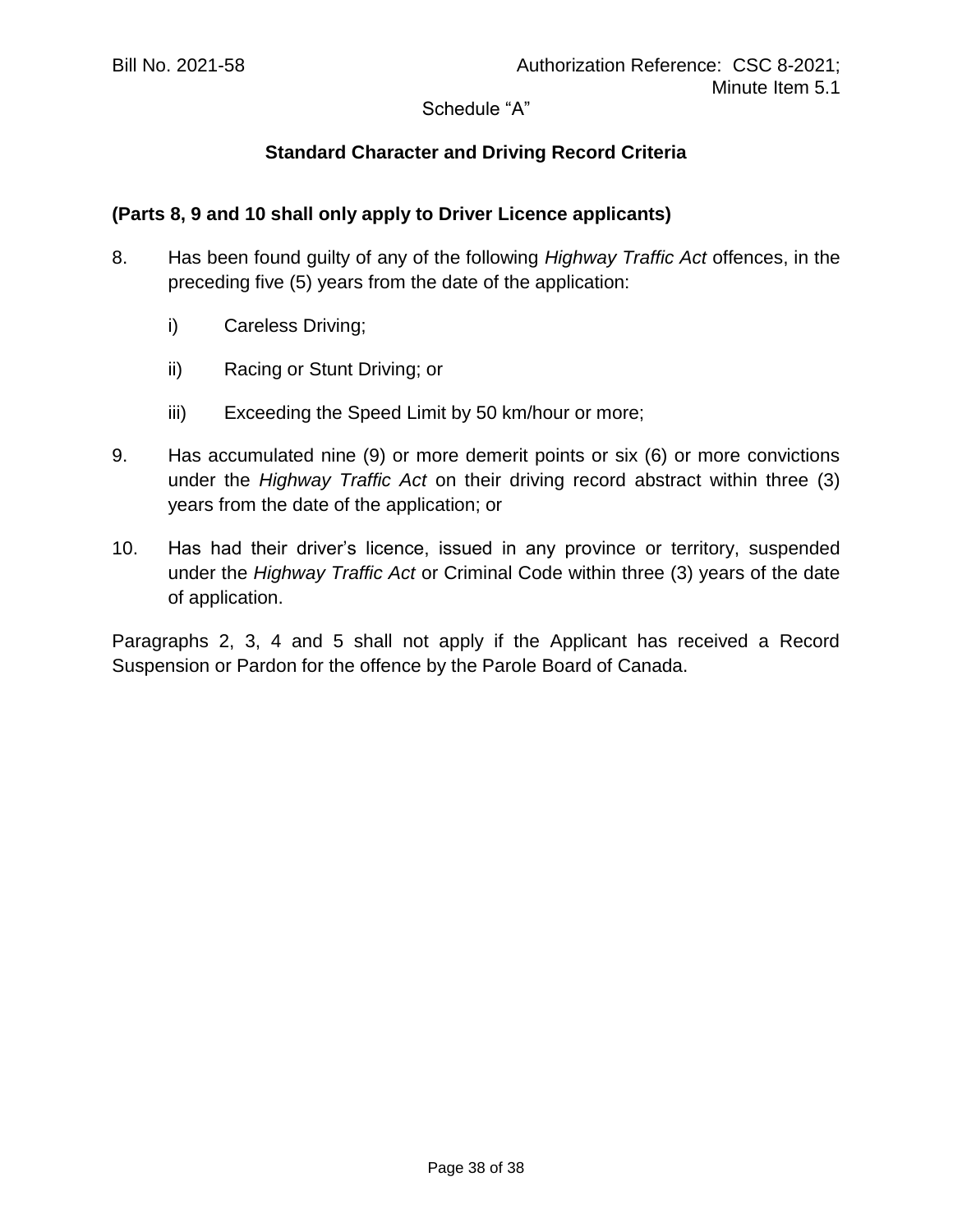Bill No. 2021-58

Authorization Reference: CSC 8-2021; Minute Item 5.1

Schedule "A"

**Standard Character and Driving Record Criteria**

**(Parts 8, 9 and 10 shall only apply to Driver Licence applicants)**

8. Has been found guilty of any of the following *Highway Traffic Act* offences, in the preceding five (5) years from the date of the application:

   i) Careless Driving;

   ii) Racing or Stunt Driving; or

   iii) Exceeding the Speed Limit by 50 km/hour or more;

9. Has accumulated nine (9) or more demerit points or six (6) or more convictions under the *Highway Traffic Act* on their driving record abstract within three (3) years from the date of the application; or

10. Has had their driver's licence, issued in any province or territory, suspended under the *Highway Traffic Act* or Criminal Code within three (3) years of the date of application.

Paragraphs 2, 3, 4 and 5 shall not apply if the Applicant has received a Record Suspension or Pardon for the offence by the Parole Board of Canada.